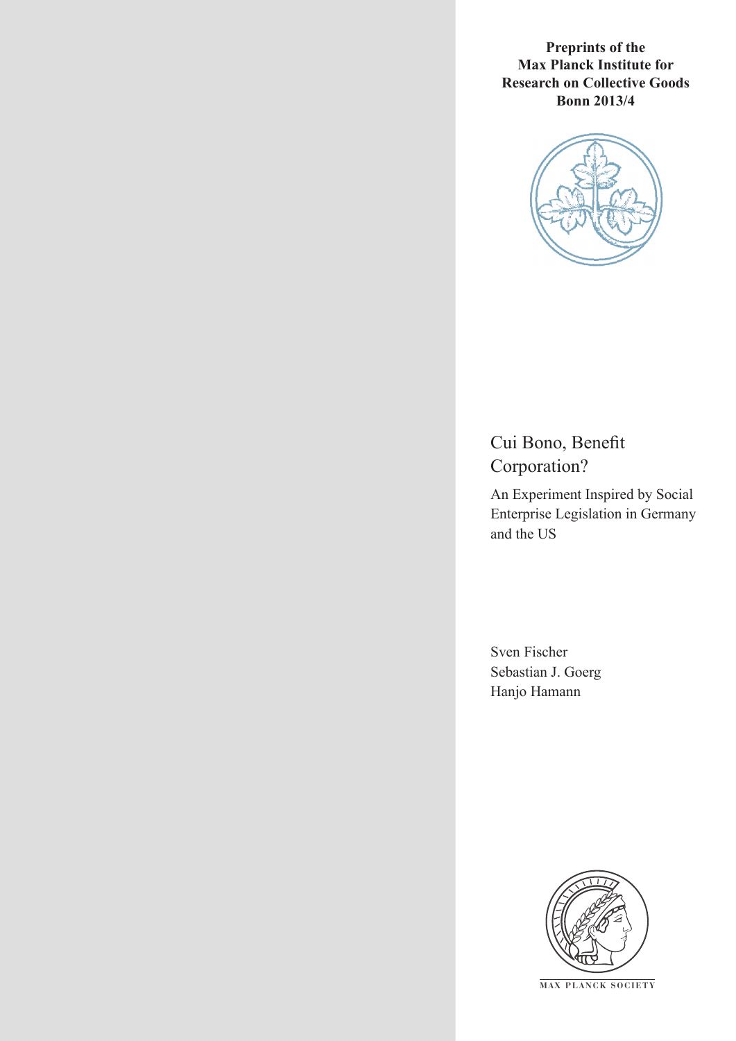**Preprints of the Max Planck Institute for Research on Collective Goods Bonn 2013/4**

# Cui Bono, Benefit Corporation?

An Experiment Inspired by Social Enterprise Legislation in Germany and the US

Sven Fischer
Sebastian J. Goerg
Hanjo Hamann

MAX PLANCK SOCIETY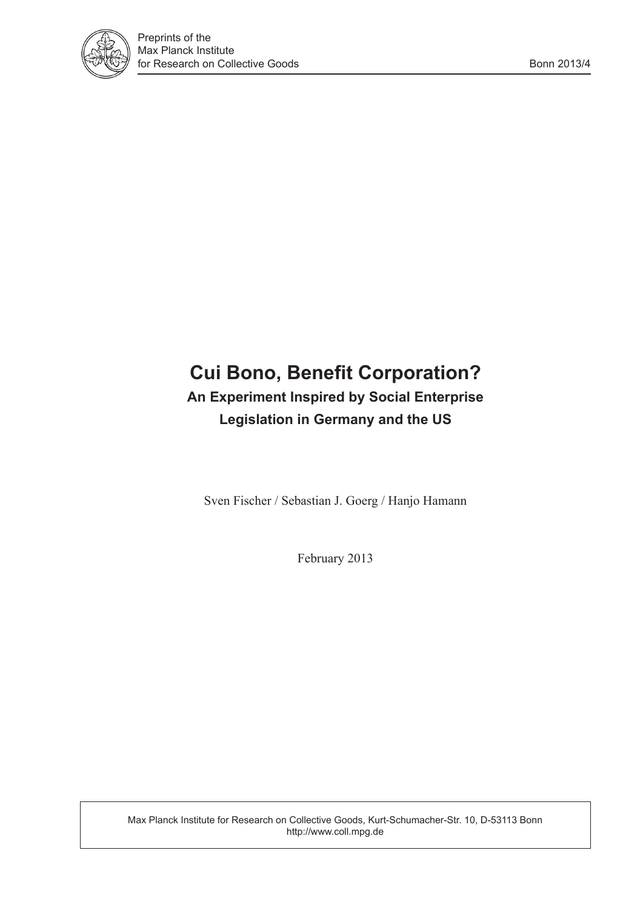# Cui Bono, Benefit Corporation?

### An Experiment Inspired by Social Enterprise Legislation in Germany and the US

Sven Fischer / Sebastian J. Goerg / Hanjo Hamann

February 2013

Max Planck Institute for Research on Collective Goods, Kurt-Schumacher-Str. 10, D-53113 Bonn
http://www.coll.mpg.de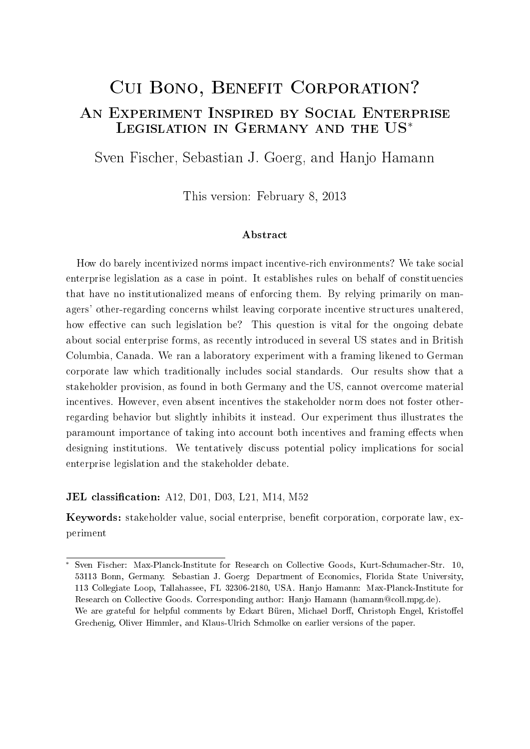# Cui Bono, Benefit Corporation?

## An Experiment Inspired by Social Enterprise Legislation in Germany and the US*

Sven Fischer, Sebastian J. Goerg, and Hanjo Hamann

This version: February 8, 2013

### Abstract

How do barely incentivized norms impact incentive-rich environments? We take social enterprise legislation as a case in point. It establishes rules on behalf of constituencies that have no institutionalized means of enforcing them. By relying primarily on managers' other-regarding concerns whilst leaving corporate incentive structures unaltered, how effective can such legislation be? This question is vital for the ongoing debate about social enterprise forms, as recently introduced in several US states and in British Columbia, Canada. We ran a laboratory experiment with a framing likened to German corporate law which traditionally includes social standards. Our results show that a stakeholder provision, as found in both Germany and the US, cannot overcome material incentives. However, even absent incentives the stakeholder norm does not foster other-regarding behavior but slightly inhibits it instead. Our experiment thus illustrates the paramount importance of taking into account both incentives and framing effects when designing institutions. We tentatively discuss potential policy implications for social enterprise legislation and the stakeholder debate.

**JEL classification:** A12, D01, D03, L21, M14, M52

**Keywords:** stakeholder value, social enterprise, benefit corporation, corporate law, experiment

---

* Sven Fischer: Max-Planck-Institute for Research on Collective Goods, Kurt-Schumacher-Str. 10, 53113 Bonn, Germany. Sebastian J. Goerg: Department of Economics, Florida State University, 113 Collegiate Loop, Tallahassee, FL 32306-2180, USA. Hanjo Hamann: Max-Planck-Institute for Research on Collective Goods. Corresponding author: Hanjo Hamann (hamann@coll.mpg.de).
We are grateful for helpful comments by Eckart Büren, Michael Dorff, Christoph Engel, Kristoffel Grechenig, Oliver Himmler, and Klaus-Ulrich Schmolke on earlier versions of the paper.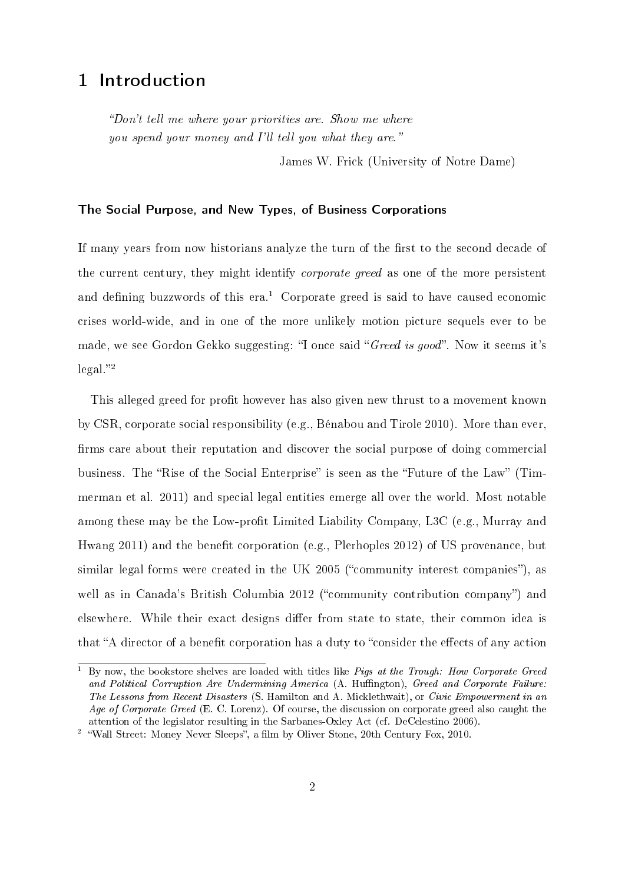# 1 Introduction

> *"Don't tell me where your priorities are. Show me where you spend your money and I'll tell you what they are."*
>
> James W. Frick (University of Notre Dame)

### The Social Purpose, and New Types, of Business Corporations

If many years from now historians analyze the turn of the first to the second decade of the current century, they might identify *corporate greed* as one of the more persistent and defining buzzwords of this era.[1] Corporate greed is said to have caused economic crises world-wide, and in one of the more unlikely motion picture sequels ever to be made, we see Gordon Gekko suggesting: "I once said "*Greed is good*". Now it seems it's legal."[2]

This alleged greed for profit however has also given new thrust to a movement known by CSR, corporate social responsibility (e.g., Bénabou and Tirole 2010). More than ever, firms care about their reputation and discover the social purpose of doing commercial business. The "Rise of the Social Enterprise" is seen as the "Future of the Law" (Timmerman et al. 2011) and special legal entities emerge all over the world. Most notable among these may be the Low-profit Limited Liability Company, L3C (e.g., Murray and Hwang 2011) and the benefit corporation (e.g., Plerhoples 2012) of US provenance, but similar legal forms were created in the UK 2005 ("community interest companies"), as well as in Canada's British Columbia 2012 ("community contribution company") and elsewhere. While their exact designs differ from state to state, their common idea is that "A director of a benefit corporation has a duty to "consider the effects of any action

---

[1] By now, the bookstore shelves are loaded with titles like *Pigs at the Trough: How Corporate Greed and Political Corruption Are Undermining America* (A. Huffington), *Greed and Corporate Failure: The Lessons from Recent Disasters* (S. Hamilton and A. Micklethwait), or *Civic Empowerment in an Age of Corporate Greed* (E. C. Lorenz). Of course, the discussion on corporate greed also caught the attention of the legislator resulting in the Sarbanes-Oxley Act (cf. DeCelestino 2006).

[2] "Wall Street: Money Never Sleeps", a film by Oliver Stone, 20th Century Fox, 2010.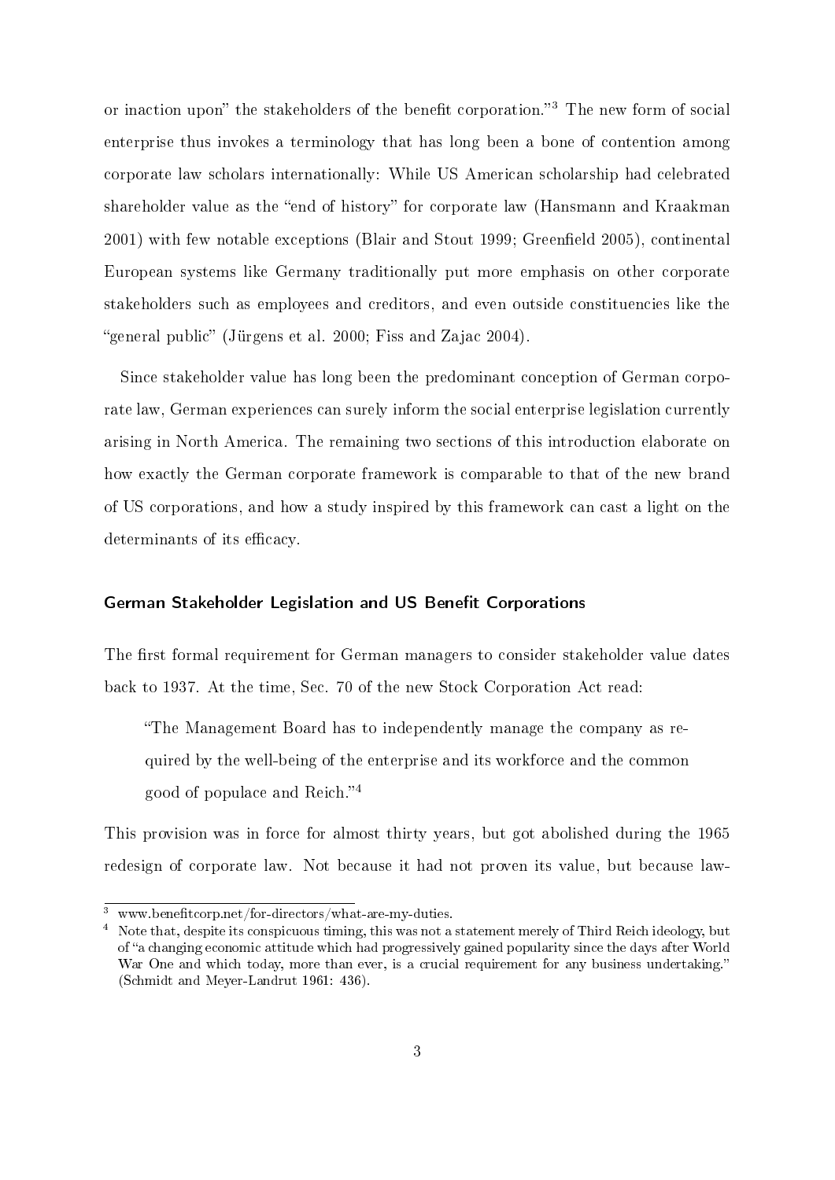or inaction upon" the stakeholders of the benefit corporation."[3] The new form of social enterprise thus invokes a terminology that has long been a bone of contention among corporate law scholars internationally: While US American scholarship had celebrated shareholder value as the "end of history" for corporate law (Hansmann and Kraakman 2001) with few notable exceptions (Blair and Stout 1999; Greenfield 2005), continental European systems like Germany traditionally put more emphasis on other corporate stakeholders such as employees and creditors, and even outside constituencies like the "general public" (Jürgens et al. 2000; Fiss and Zajac 2004).

Since stakeholder value has long been the predominant conception of German corporate law, German experiences can surely inform the social enterprise legislation currently arising in North America. The remaining two sections of this introduction elaborate on how exactly the German corporate framework is comparable to that of the new brand of US corporations, and how a study inspired by this framework can cast a light on the determinants of its efficacy.

### German Stakeholder Legislation and US Benefit Corporations

The first formal requirement for German managers to consider stakeholder value dates back to 1937. At the time, Sec. 70 of the new Stock Corporation Act read:

> "The Management Board has to independently manage the company as required by the well-being of the enterprise and its workforce and the common good of populace and Reich."[4]

This provision was in force for almost thirty years, but got abolished during the 1965 redesign of corporate law. Not because it had not proven its value, but because law-

[3] www.benefitcorp.net/for-directors/what-are-my-duties.

[4] Note that, despite its conspicuous timing, this was not a statement merely of Third Reich ideology, but of "a changing economic attitude which had progressively gained popularity since the days after World War One and which today, more than ever, is a crucial requirement for any business undertaking." (Schmidt and Meyer-Landrut 1961: 436).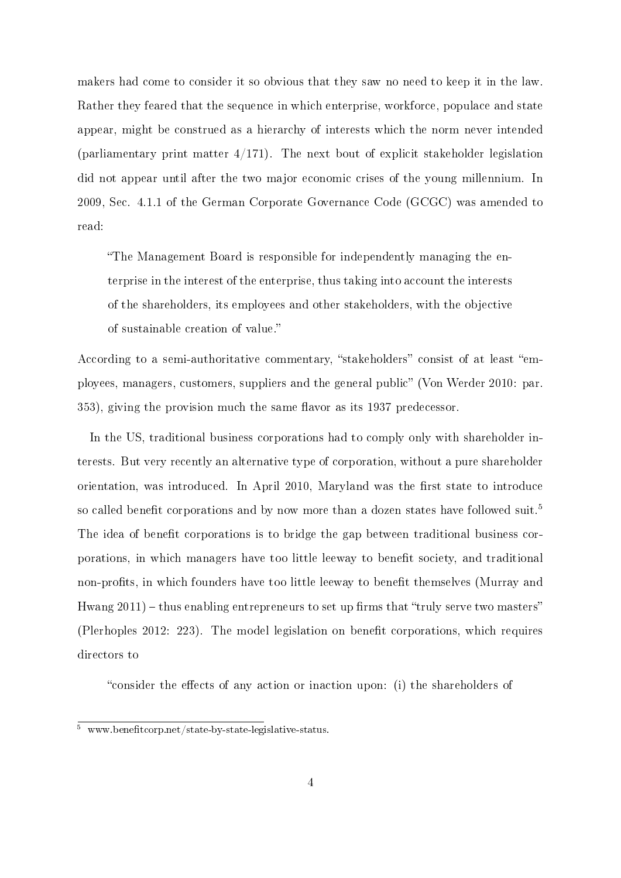makers had come to consider it so obvious that they saw no need to keep it in the law. Rather they feared that the sequence in which enterprise, workforce, populace and state appear, might be construed as a hierarchy of interests which the norm never intended (parliamentary print matter 4/171). The next bout of explicit stakeholder legislation did not appear until after the two major economic crises of the young millennium. In 2009, Sec. 4.1.1 of the German Corporate Governance Code (GCGC) was amended to read:

> "The Management Board is responsible for independently managing the enterprise in the interest of the enterprise, thus taking into account the interests of the shareholders, its employees and other stakeholders, with the objective of sustainable creation of value."

According to a semi-authoritative commentary, "stakeholders" consist of at least "employees, managers, customers, suppliers and the general public" (Von Werder 2010: par. 353), giving the provision much the same flavor as its 1937 predecessor.

In the US, traditional business corporations had to comply only with shareholder interests. But very recently an alternative type of corporation, without a pure shareholder orientation, was introduced. In April 2010, Maryland was the first state to introduce so called benefit corporations and by now more than a dozen states have followed suit.[5] The idea of benefit corporations is to bridge the gap between traditional business corporations, in which managers have too little leeway to benefit society, and traditional non-profits, in which founders have too little leeway to benefit themselves (Murray and Hwang 2011) – thus enabling entrepreneurs to set up firms that "truly serve two masters" (Plerhoples 2012: 223). The model legislation on benefit corporations, which requires directors to

> "consider the effects of any action or inaction upon: (i) the shareholders of

[5] www.benefitcorp.net/state-by-state-legislative-status.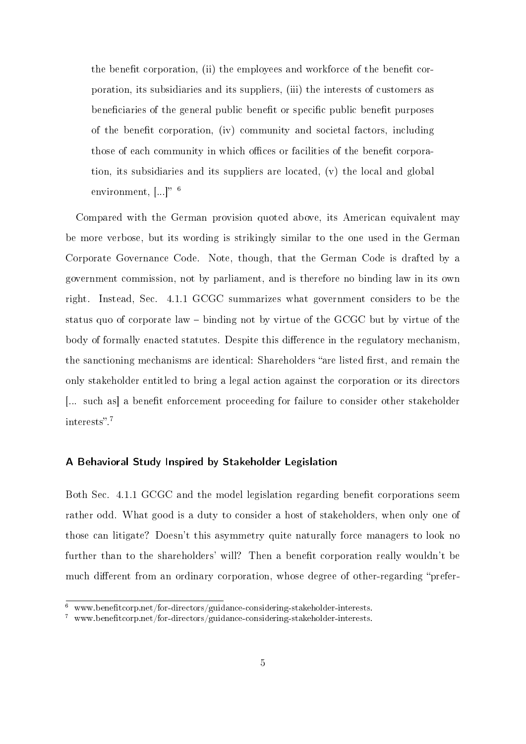> the benefit corporation, (ii) the employees and workforce of the benefit corporation, its subsidiaries and its suppliers, (iii) the interests of customers as beneficiaries of the general public benefit or specific public benefit purposes of the benefit corporation, (iv) community and societal factors, including those of each community in which offices or facilities of the benefit corporation, its subsidiaries and its suppliers are located, (v) the local and global environment, [...]" [6]

Compared with the German provision quoted above, its American equivalent may be more verbose, but its wording is strikingly similar to the one used in the German Corporate Governance Code. Note, though, that the German Code is drafted by a government commission, not by parliament, and is therefore no binding law in its own right. Instead, Sec. 4.1.1 GCGC summarizes what government considers to be the status quo of corporate law – binding not by virtue of the GCGC but by virtue of the body of formally enacted statutes. Despite this difference in the regulatory mechanism, the sanctioning mechanisms are identical: Shareholders "are listed first, and remain the only stakeholder entitled to bring a legal action against the corporation or its directors [... such as] a benefit enforcement proceeding for failure to consider other stakeholder interests".[7]

#### A Behavioral Study Inspired by Stakeholder Legislation

Both Sec. 4.1.1 GCGC and the model legislation regarding benefit corporations seem rather odd. What good is a duty to consider a host of stakeholders, when only one of those can litigate? Doesn't this asymmetry quite naturally force managers to look no further than to the shareholders' will? Then a benefit corporation really wouldn't be much different from an ordinary corporation, whose degree of other-regarding "prefer-

[6] www.benefitcorp.net/for-directors/guidance-considering-stakeholder-interests.

[7] www.benefitcorp.net/for-directors/guidance-considering-stakeholder-interests.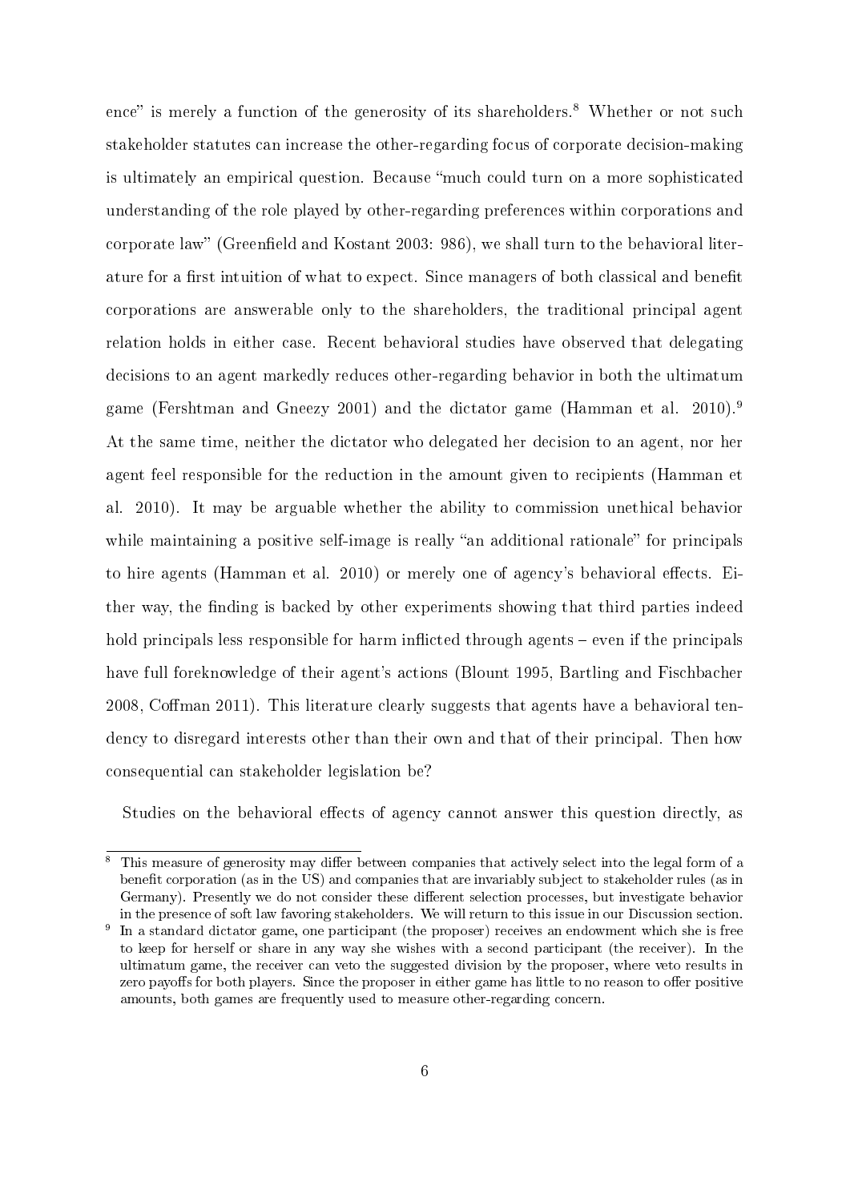ence" is merely a function of the generosity of its shareholders.[8] Whether or not such stakeholder statutes can increase the other-regarding focus of corporate decision-making is ultimately an empirical question. Because "much could turn on a more sophisticated understanding of the role played by other-regarding preferences within corporations and corporate law" (Greenfield and Kostant 2003: 986), we shall turn to the behavioral literature for a first intuition of what to expect. Since managers of both classical and benefit corporations are answerable only to the shareholders, the traditional principal agent relation holds in either case. Recent behavioral studies have observed that delegating decisions to an agent markedly reduces other-regarding behavior in both the ultimatum game (Fershtman and Gneezy 2001) and the dictator game (Hamman et al. 2010).[9] At the same time, neither the dictator who delegated her decision to an agent, nor her agent feel responsible for the reduction in the amount given to recipients (Hamman et al. 2010). It may be arguable whether the ability to commission unethical behavior while maintaining a positive self-image is really "an additional rationale" for principals to hire agents (Hamman et al. 2010) or merely one of agency's behavioral effects. Either way, the finding is backed by other experiments showing that third parties indeed hold principals less responsible for harm inflicted through agents – even if the principals have full foreknowledge of their agent's actions (Blount 1995, Bartling and Fischbacher 2008, Coffman 2011). This literature clearly suggests that agents have a behavioral tendency to disregard interests other than their own and that of their principal. Then how consequential can stakeholder legislation be?

Studies on the behavioral effects of agency cannot answer this question directly, as

[8] This measure of generosity may differ between companies that actively select into the legal form of a benefit corporation (as in the US) and companies that are invariably subject to stakeholder rules (as in Germany). Presently we do not consider these different selection processes, but investigate behavior in the presence of soft law favoring stakeholders. We will return to this issue in our Discussion section.

[9] In a standard dictator game, one participant (the proposer) receives an endowment which she is free to keep for herself or share in any way she wishes with a second participant (the receiver). In the ultimatum game, the receiver can veto the suggested division by the proposer, where veto results in zero payoffs for both players. Since the proposer in either game has little to no reason to offer positive amounts, both games are frequently used to measure other-regarding concern.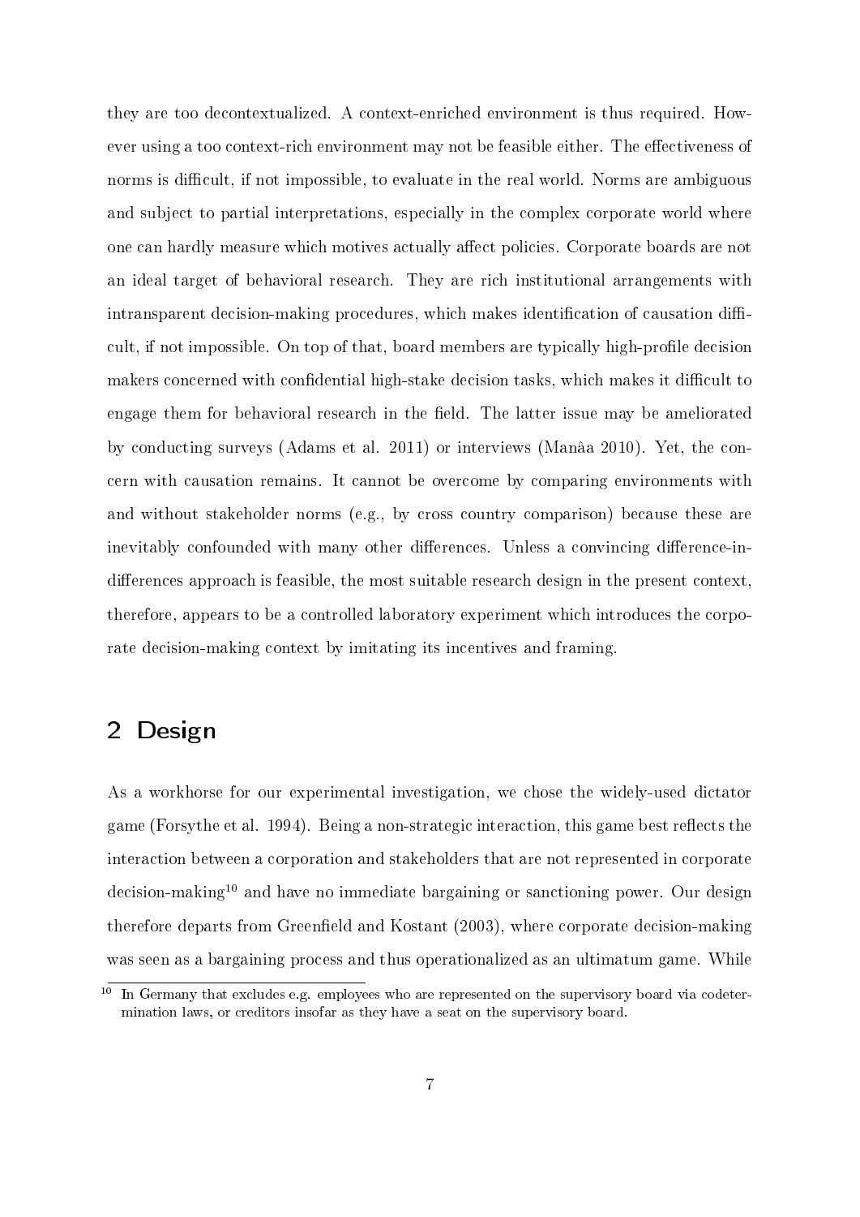they are too decontextualized. A context-enriched environment is thus required. However using a too context-rich environment may not be feasible either. The effectiveness of norms is difficult, if not impossible, to evaluate in the real world. Norms are ambiguous and subject to partial interpretations, especially in the complex corporate world where one can hardly measure which motives actually affect policies. Corporate boards are not an ideal target of behavioral research. They are rich institutional arrangements with intransparent decision-making procedures, which makes identification of causation difficult, if not impossible. On top of that, board members are typically high-profile decision makers concerned with confidential high-stake decision tasks, which makes it difficult to engage them for behavioral research in the field. The latter issue may be ameliorated by conducting surveys (Adams et al. 2011) or interviews (Manâa 2010). Yet, the concern with causation remains. It cannot be overcome by comparing environments with and without stakeholder norms (e.g., by cross country comparison) because these are inevitably confounded with many other differences. Unless a convincing difference-in-differences approach is feasible, the most suitable research design in the present context, therefore, appears to be a controlled laboratory experiment which introduces the corporate decision-making context by imitating its incentives and framing.

## 2 Design

As a workhorse for our experimental investigation, we chose the widely-used dictator game (Forsythe et al. 1994). Being a non-strategic interaction, this game best reflects the interaction between a corporation and stakeholders that are not represented in corporate decision-making[10] and have no immediate bargaining or sanctioning power. Our design therefore departs from Greenfield and Kostant (2003), where corporate decision-making was seen as a bargaining process and thus operationalized as an ultimatum game. While

[10] In Germany that excludes e.g. employees who are represented on the supervisory board via codetermination laws, or creditors insofar as they have a seat on the supervisory board.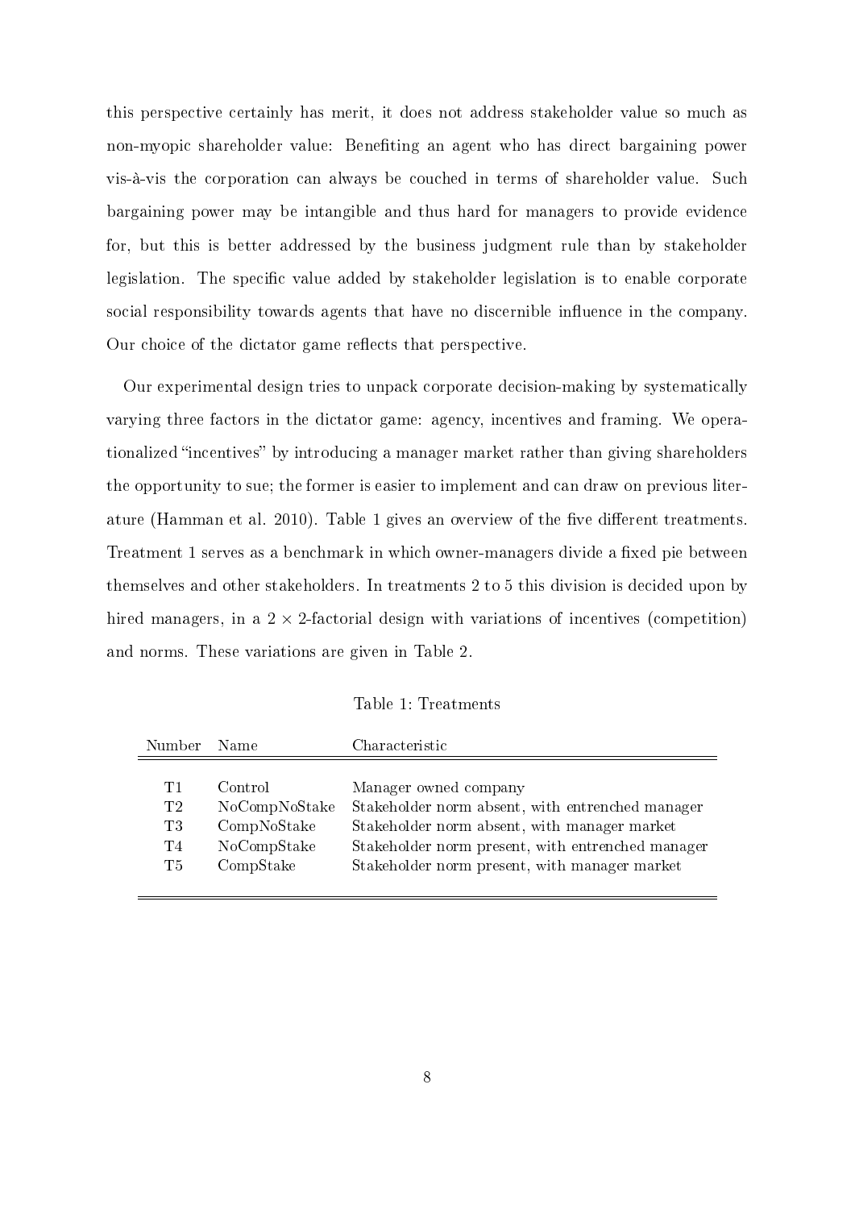this perspective certainly has merit, it does not address stakeholder value so much as non-myopic shareholder value: Benefiting an agent who has direct bargaining power vis-à-vis the corporation can always be couched in terms of shareholder value. Such bargaining power may be intangible and thus hard for managers to provide evidence for, but this is better addressed by the business judgment rule than by stakeholder legislation. The specific value added by stakeholder legislation is to enable corporate social responsibility towards agents that have no discernible influence in the company. Our choice of the dictator game reflects that perspective.

Our experimental design tries to unpack corporate decision-making by systematically varying three factors in the dictator game: agency, incentives and framing. We operationalized "incentives" by introducing a manager market rather than giving shareholders the opportunity to sue; the former is easier to implement and can draw on previous literature (Hamman et al. 2010). Table 1 gives an overview of the five different treatments. Treatment 1 serves as a benchmark in which owner-managers divide a fixed pie between themselves and other stakeholders. In treatments 2 to 5 this division is decided upon by hired managers, in a $2 \times 2$-factorial design with variations of incentives (competition) and norms. These variations are given in Table 2.

Table 1: Treatments

| Number | Name | Characteristic |
|---|---|---|
| T1 | Control | Manager owned company |
| T2 | NoCompNoStake | Stakeholder norm absent, with entrenched manager |
| T3 | CompNoStake | Stakeholder norm absent, with manager market |
| T4 | NoCompStake | Stakeholder norm present, with entrenched manager |
| T5 | CompStake | Stakeholder norm present, with manager market |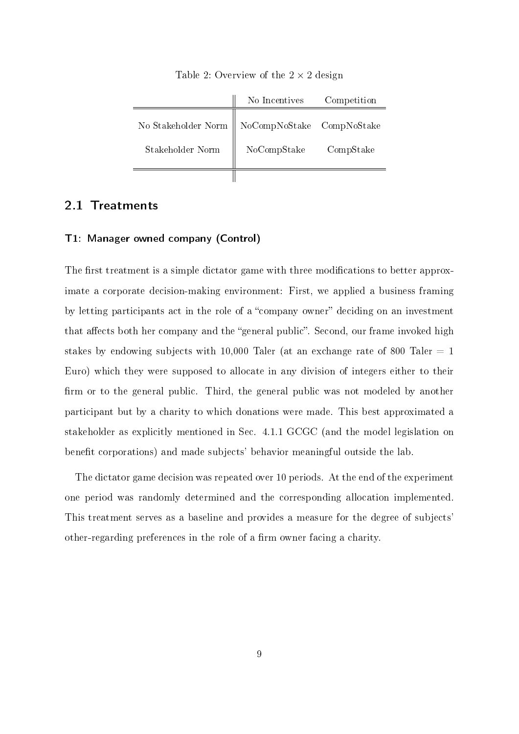Table 2: Overview of the $2 \times 2$ design

| | No Incentives | Competition |
|---|---|---|
| No Stakeholder Norm | NoCompNoStake | CompNoStake |
| Stakeholder Norm | NoCompStake | CompStake |

## 2.1 Treatments

### T1: Manager owned company (Control)

The first treatment is a simple dictator game with three modifications to better approximate a corporate decision-making environment: First, we applied a business framing by letting participants act in the role of a "company owner" deciding on an investment that affects both her company and the "general public". Second, our frame invoked high stakes by endowing subjects with 10,000 Taler (at an exchange rate of 800 Taler = 1 Euro) which they were supposed to allocate in any division of integers either to their firm or to the general public. Third, the general public was not modeled by another participant but by a charity to which donations were made. This best approximated a stakeholder as explicitly mentioned in Sec. 4.1.1 GCGC (and the model legislation on benefit corporations) and made subjects' behavior meaningful outside the lab.

The dictator game decision was repeated over 10 periods. At the end of the experiment one period was randomly determined and the corresponding allocation implemented. This treatment serves as a baseline and provides a measure for the degree of subjects' other-regarding preferences in the role of a firm owner facing a charity.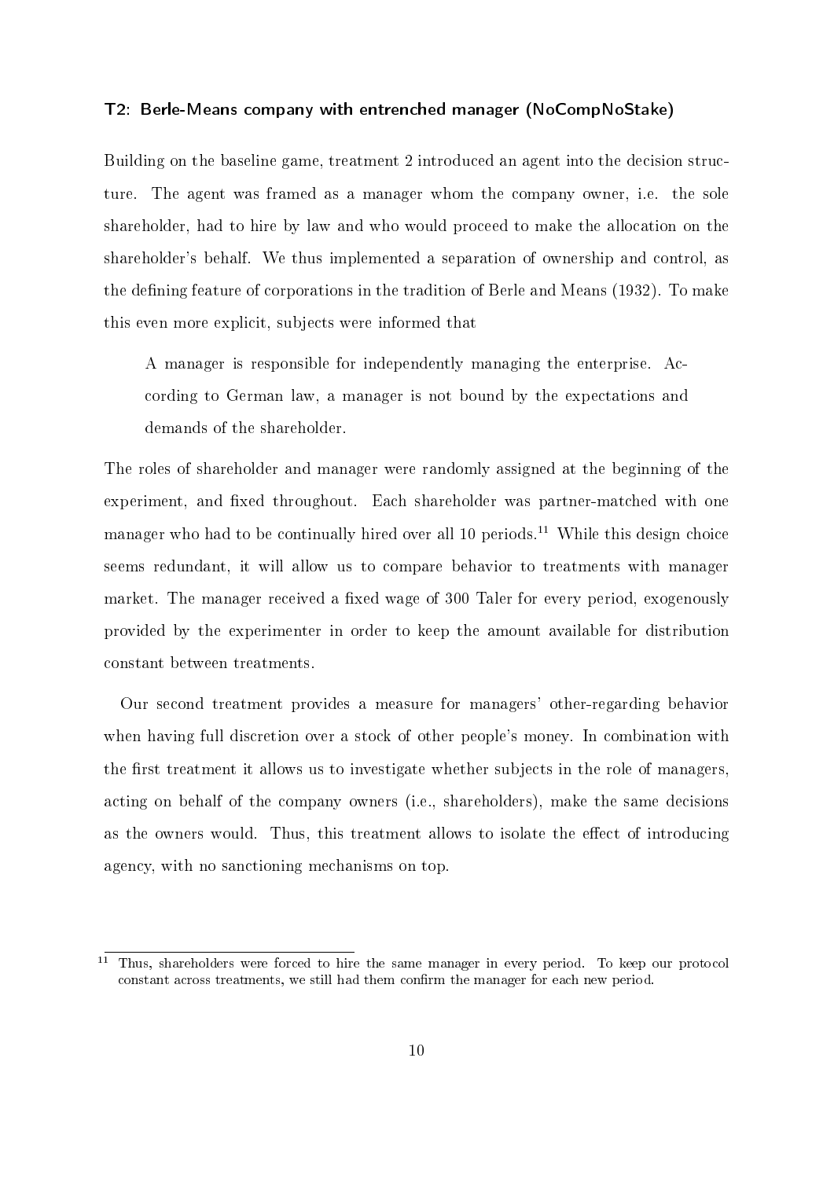### T2: Berle-Means company with entrenched manager (NoCompNoStake)

Building on the baseline game, treatment 2 introduced an agent into the decision structure. The agent was framed as a manager whom the company owner, i.e. the sole shareholder, had to hire by law and who would proceed to make the allocation on the shareholder's behalf. We thus implemented a separation of ownership and control, as the defining feature of corporations in the tradition of Berle and Means (1932). To make this even more explicit, subjects were informed that

> A manager is responsible for independently managing the enterprise. According to German law, a manager is not bound by the expectations and demands of the shareholder.

The roles of shareholder and manager were randomly assigned at the beginning of the experiment, and fixed throughout. Each shareholder was partner-matched with one manager who had to be continually hired over all 10 periods.[11] While this design choice seems redundant, it will allow us to compare behavior to treatments with manager market. The manager received a fixed wage of 300 Taler for every period, exogenously provided by the experimenter in order to keep the amount available for distribution constant between treatments.

Our second treatment provides a measure for managers' other-regarding behavior when having full discretion over a stock of other people's money. In combination with the first treatment it allows us to investigate whether subjects in the role of managers, acting on behalf of the company owners (i.e., shareholders), make the same decisions as the owners would. Thus, this treatment allows to isolate the effect of introducing agency, with no sanctioning mechanisms on top.

[11] Thus, shareholders were forced to hire the same manager in every period. To keep our protocol constant across treatments, we still had them confirm the manager for each new period.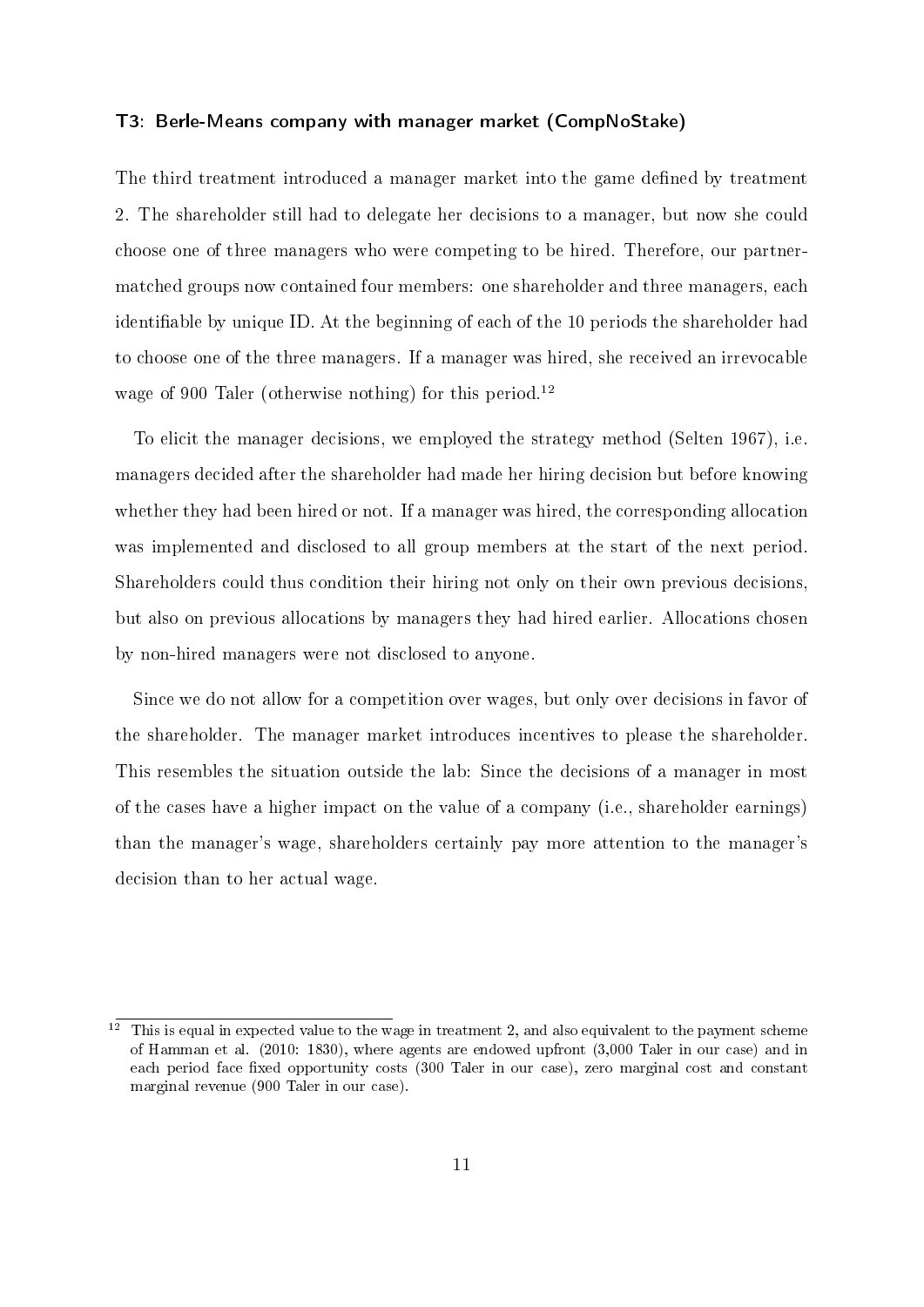### T3: Berle-Means company with manager market (CompNoStake)

The third treatment introduced a manager market into the game defined by treatment 2. The shareholder still had to delegate her decisions to a manager, but now she could choose one of three managers who were competing to be hired. Therefore, our partner-matched groups now contained four members: one shareholder and three managers, each identifiable by unique ID. At the beginning of each of the 10 periods the shareholder had to choose one of the three managers. If a manager was hired, she received an irrevocable wage of 900 Taler (otherwise nothing) for this period.[12]

To elicit the manager decisions, we employed the strategy method (Selten 1967), i.e. managers decided after the shareholder had made her hiring decision but before knowing whether they had been hired or not. If a manager was hired, the corresponding allocation was implemented and disclosed to all group members at the start of the next period. Shareholders could thus condition their hiring not only on their own previous decisions, but also on previous allocations by managers they had hired earlier. Allocations chosen by non-hired managers were not disclosed to anyone.

Since we do not allow for a competition over wages, but only over decisions in favor of the shareholder. The manager market introduces incentives to please the shareholder. This resembles the situation outside the lab: Since the decisions of a manager in most of the cases have a higher impact on the value of a company (i.e., shareholder earnings) than the manager's wage, shareholders certainly pay more attention to the manager's decision than to her actual wage.

[12] This is equal in expected value to the wage in treatment 2, and also equivalent to the payment scheme of Hamman et al. (2010: 1830), where agents are endowed upfront (3,000 Taler in our case) and in each period face fixed opportunity costs (300 Taler in our case), zero marginal cost and constant marginal revenue (900 Taler in our case).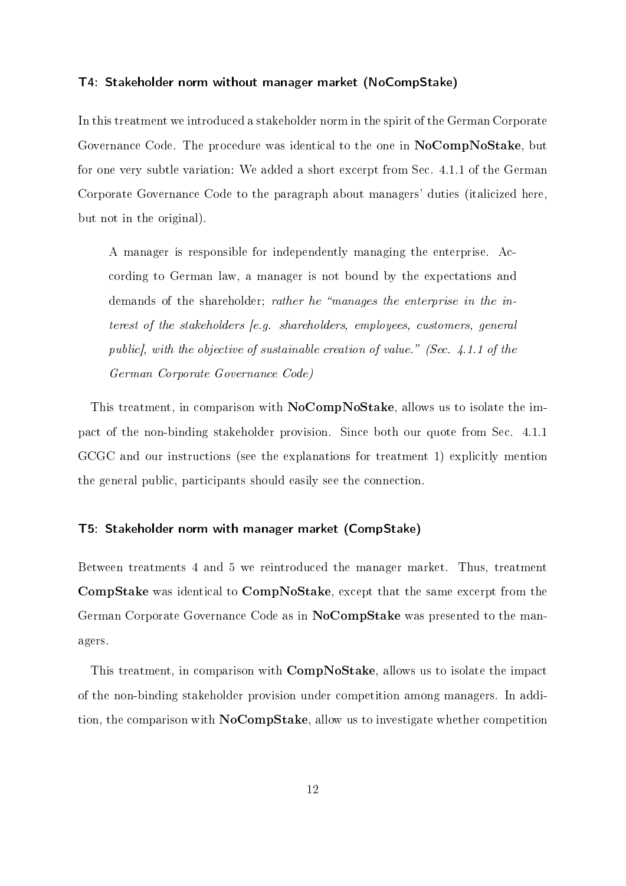### T4: Stakeholder norm without manager market (NoCompStake)

In this treatment we introduced a stakeholder norm in the spirit of the German Corporate Governance Code. The procedure was identical to the one in **NoCompNoStake**, but for one very subtle variation: We added a short excerpt from Sec. 4.1.1 of the German Corporate Governance Code to the paragraph about managers' duties (italicized here, but not in the original).

> A manager is responsible for independently managing the enterprise. According to German law, a manager is not bound by the expectations and demands of the shareholder; *rather he "manages the enterprise in the interest of the stakeholders [e.g. shareholders, employees, customers, general public], with the objective of sustainable creation of value." (Sec. 4.1.1 of the German Corporate Governance Code)*

This treatment, in comparison with **NoCompNoStake**, allows us to isolate the impact of the non-binding stakeholder provision. Since both our quote from Sec. 4.1.1 GCGC and our instructions (see the explanations for treatment 1) explicitly mention the general public, participants should easily see the connection.

### T5: Stakeholder norm with manager market (CompStake)

Between treatments 4 and 5 we reintroduced the manager market. Thus, treatment **CompStake** was identical to **CompNoStake**, except that the same excerpt from the German Corporate Governance Code as in **NoCompStake** was presented to the managers.

This treatment, in comparison with **CompNoStake**, allows us to isolate the impact of the non-binding stakeholder provision under competition among managers. In addition, the comparison with **NoCompStake**, allow us to investigate whether competition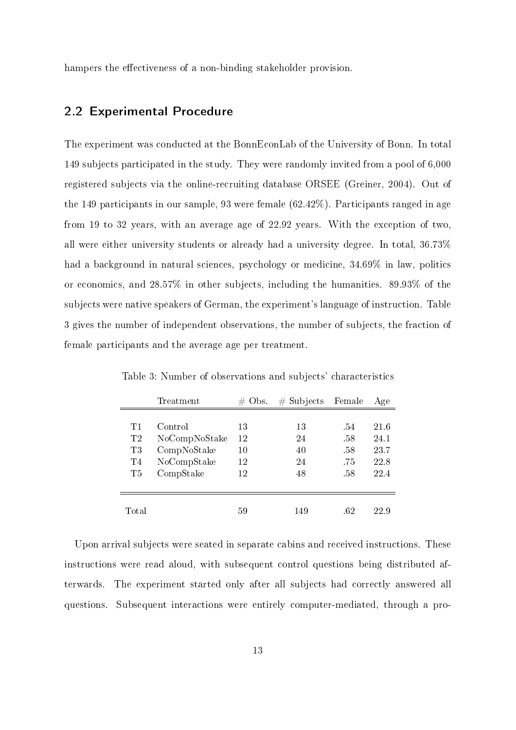hampers the effectiveness of a non-binding stakeholder provision.

## 2.2 Experimental Procedure

The experiment was conducted at the BonnEconLab of the University of Bonn. In total 149 subjects participated in the study. They were randomly invited from a pool of 6,000 registered subjects via the online-recruiting database ORSEE (Greiner, 2004). Out of the 149 participants in our sample, 93 were female (62.42%). Participants ranged in age from 19 to 32 years, with an average age of 22.92 years. With the exception of two, all were either university students or already had a university degree. In total, 36.73% had a background in natural sciences, psychology or medicine, 34.69% in law, politics or economics, and 28.57% in other subjects, including the humanities. 89.93% of the subjects were native speakers of German, the experiment's language of instruction. Table 3 gives the number of independent observations, the number of subjects, the fraction of female participants and the average age per treatment.

Table 3: Number of observations and subjects' characteristics

| | Treatment | # Obs. | # Subjects | Female | Age |
|---|---|---|---|---|---|
| T1 | Control | 13 | 13 | .54 | 21.6 |
| T2 | NoCompNoStake | 12 | 24 | .58 | 24.1 |
| T3 | CompNoStake | 10 | 40 | .58 | 23.7 |
| T4 | NoCompStake | 12 | 24 | .75 | 22.8 |
| T5 | CompStake | 12 | 48 | .58 | 22.4 |
| Total | | 59 | 149 | .62 | 22.9 |

Upon arrival subjects were seated in separate cabins and received instructions. These instructions were read aloud, with subsequent control questions being distributed afterwards. The experiment started only after all subjects had correctly answered all questions. Subsequent interactions were entirely computer-mediated, through a pro-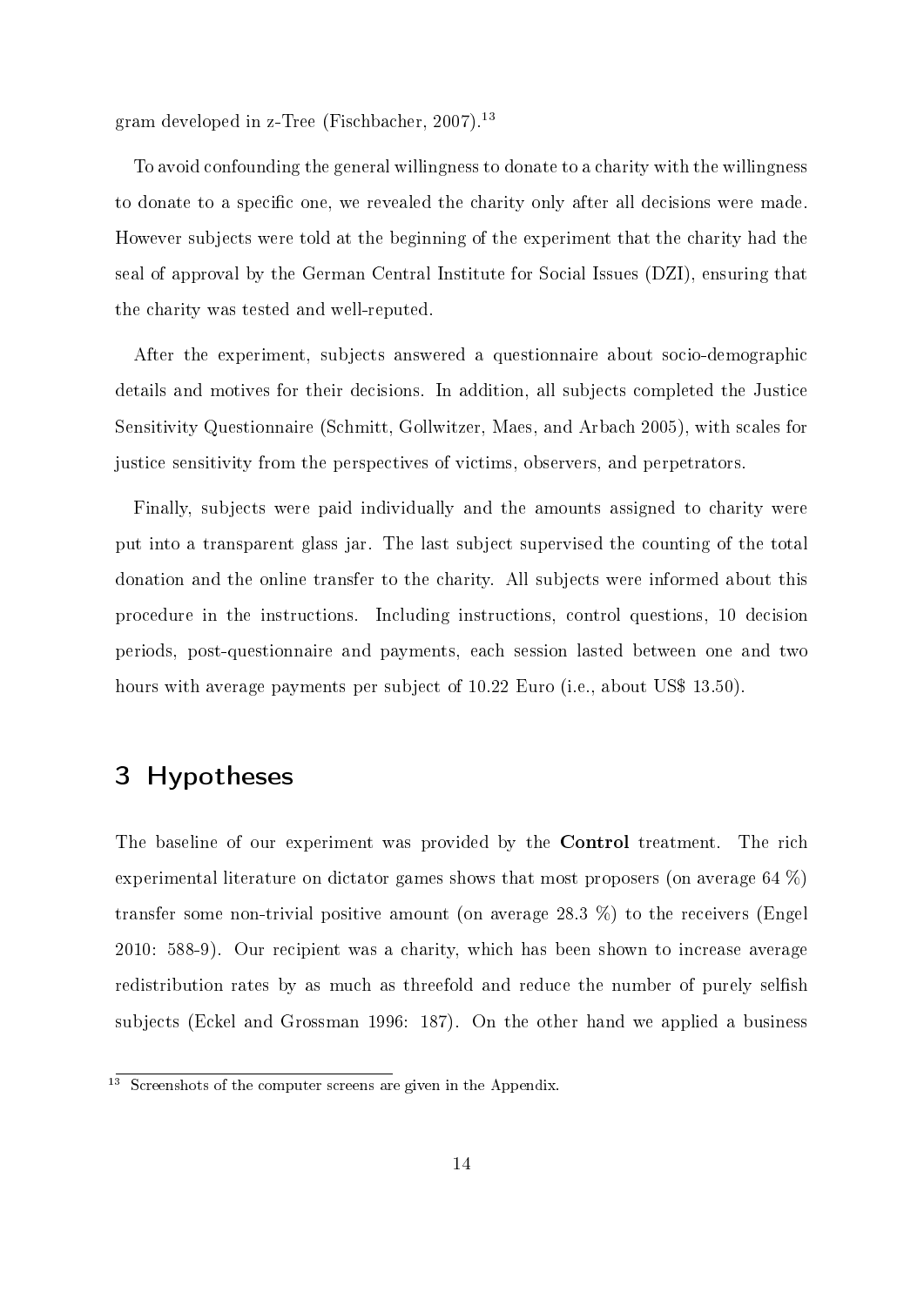gram developed in z-Tree (Fischbacher, 2007).[13]

To avoid confounding the general willingness to donate to a charity with the willingness to donate to a specific one, we revealed the charity only after all decisions were made. However subjects were told at the beginning of the experiment that the charity had the seal of approval by the German Central Institute for Social Issues (DZI), ensuring that the charity was tested and well-reputed.

After the experiment, subjects answered a questionnaire about socio-demographic details and motives for their decisions. In addition, all subjects completed the Justice Sensitivity Questionnaire (Schmitt, Gollwitzer, Maes, and Arbach 2005), with scales for justice sensitivity from the perspectives of victims, observers, and perpetrators.

Finally, subjects were paid individually and the amounts assigned to charity were put into a transparent glass jar. The last subject supervised the counting of the total donation and the online transfer to the charity. All subjects were informed about this procedure in the instructions. Including instructions, control questions, 10 decision periods, post-questionnaire and payments, each session lasted between one and two hours with average payments per subject of 10.22 Euro (i.e., about US$ 13.50).

## 3 Hypotheses

The baseline of our experiment was provided by the **Control** treatment. The rich experimental literature on dictator games shows that most proposers (on average 64 %) transfer some non-trivial positive amount (on average 28.3 %) to the receivers (Engel 2010: 588-9). Our recipient was a charity, which has been shown to increase average redistribution rates by as much as threefold and reduce the number of purely selfish subjects (Eckel and Grossman 1996: 187). On the other hand we applied a business

[13] Screenshots of the computer screens are given in the Appendix.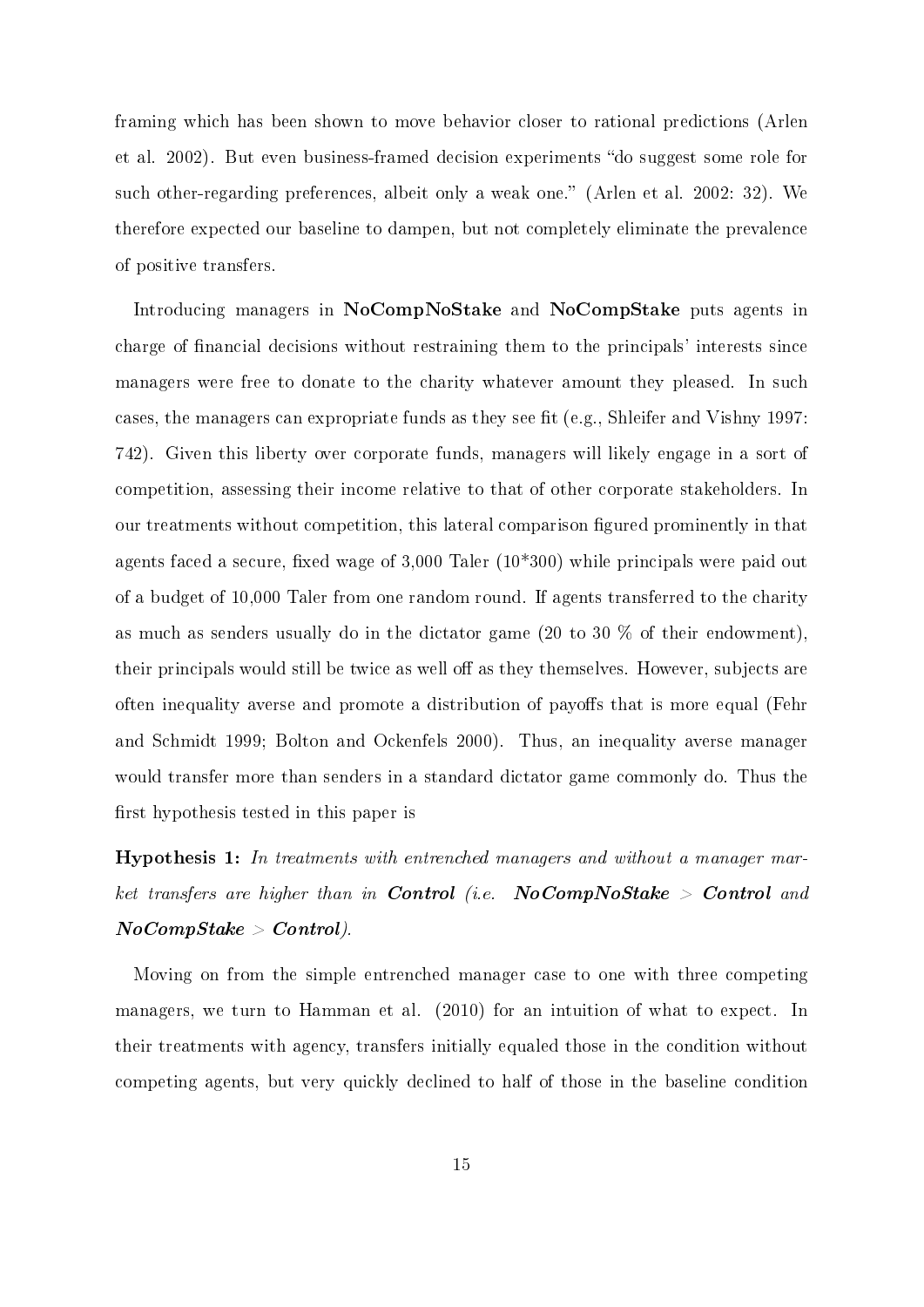framing which has been shown to move behavior closer to rational predictions (Arlen et al. 2002). But even business-framed decision experiments "do suggest some role for such other-regarding preferences, albeit only a weak one." (Arlen et al. 2002: 32). We therefore expected our baseline to dampen, but not completely eliminate the prevalence of positive transfers.

Introducing managers in **NoCompNoStake** and **NoCompStake** puts agents in charge of financial decisions without restraining them to the principals' interests since managers were free to donate to the charity whatever amount they pleased. In such cases, the managers can expropriate funds as they see fit (e.g., Shleifer and Vishny 1997: 742). Given this liberty over corporate funds, managers will likely engage in a sort of competition, assessing their income relative to that of other corporate stakeholders. In our treatments without competition, this lateral comparison figured prominently in that agents faced a secure, fixed wage of 3,000 Taler (10*300) while principals were paid out of a budget of 10,000 Taler from one random round. If agents transferred to the charity as much as senders usually do in the dictator game (20 to 30 % of their endowment), their principals would still be twice as well off as they themselves. However, subjects are often inequality averse and promote a distribution of payoffs that is more equal (Fehr and Schmidt 1999; Bolton and Ockenfels 2000). Thus, an inequality averse manager would transfer more than senders in a standard dictator game commonly do. Thus the first hypothesis tested in this paper is

**Hypothesis 1:** *In treatments with entrenched managers and without a manager market transfers are higher than in* ***Control*** *(i.e.* ***NoCompNoStake*** *>* ***Control*** *and* ***NoCompStake*** *>* ***Control****).*

Moving on from the simple entrenched manager case to one with three competing managers, we turn to Hamman et al. (2010) for an intuition of what to expect. In their treatments with agency, transfers initially equaled those in the condition without competing agents, but very quickly declined to half of those in the baseline condition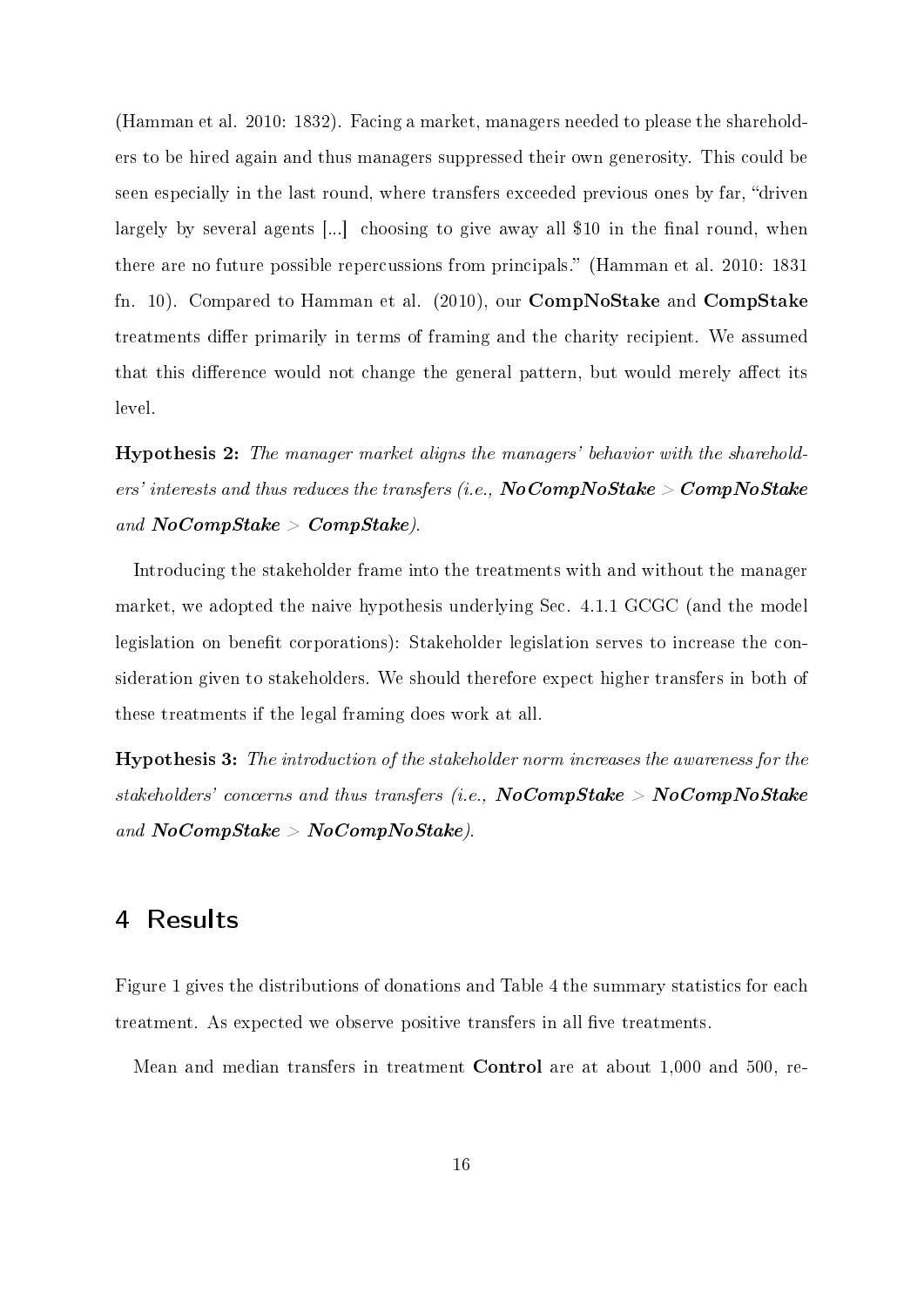(Hamman et al. 2010: 1832). Facing a market, managers needed to please the shareholders to be hired again and thus managers suppressed their own generosity. This could be seen especially in the last round, where transfers exceeded previous ones by far, "driven largely by several agents [...] choosing to give away all $10 in the final round, when there are no future possible repercussions from principals." (Hamman et al. 2010: 1831 fn. 10). Compared to Hamman et al. (2010), our **CompNoStake** and **CompStake** treatments differ primarily in terms of framing and the charity recipient. We assumed that this difference would not change the general pattern, but would merely affect its level.

**Hypothesis 2:** *The manager market aligns the managers' behavior with the shareholders' interests and thus reduces the transfers (i.e.,* ***NoCompNoStake*** *>* ***CompNoStake*** *and* ***NoCompStake*** *>* ***CompStake****).*

Introducing the stakeholder frame into the treatments with and without the manager market, we adopted the naive hypothesis underlying Sec. 4.1.1 GCGC (and the model legislation on benefit corporations): Stakeholder legislation serves to increase the consideration given to stakeholders. We should therefore expect higher transfers in both of these treatments if the legal framing does work at all.

**Hypothesis 3:** *The introduction of the stakeholder norm increases the awareness for the stakeholders' concerns and thus transfers (i.e.,* ***NoCompStake*** *>* ***NoCompNoStake*** *and* ***NoCompStake*** *>* ***NoCompNoStake****).*

## 4 Results

Figure 1 gives the distributions of donations and Table 4 the summary statistics for each treatment. As expected we observe positive transfers in all five treatments.

Mean and median transfers in treatment **Control** are at about 1,000 and 500, re-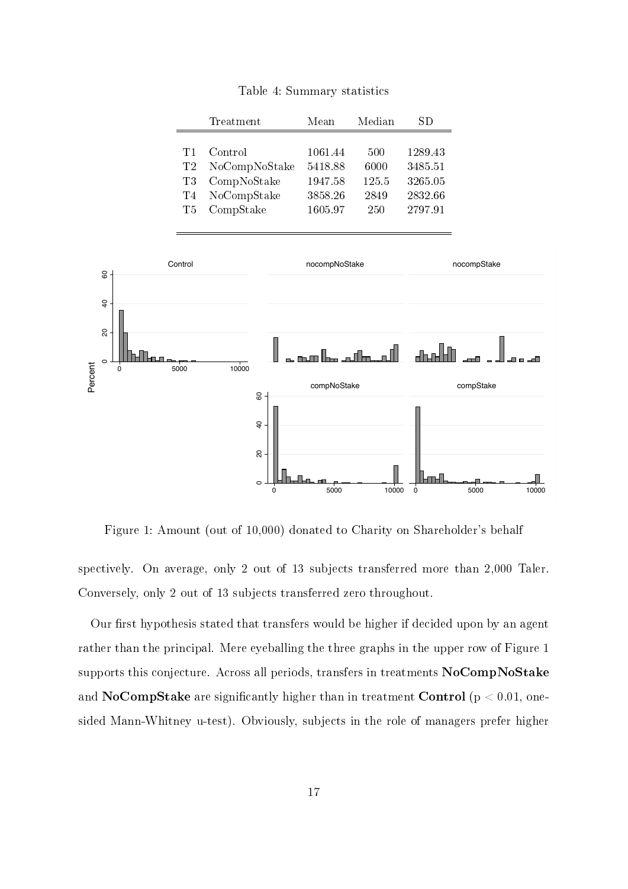Table 4: Summary statistics

| | Treatment | Mean | Median | SD |
|---|---|---|---|---|
| T1 | Control | 1061.44 | 500 | 1289.43 |
| T2 | NoCompNoStake | 5418.88 | 6000 | 3485.51 |
| T3 | CompNoStake | 1947.58 | 125.5 | 3265.05 |
| T4 | NoCompStake | 3858.26 | 2849 | 2832.66 |
| T5 | CompStake | 1605.97 | 250 | 2797.91 |

Figure 1: Amount (out of 10,000) donated to Charity on Shareholder's behalf

spectively. On average, only 2 out of 13 subjects transferred more than 2,000 Taler. Conversely, only 2 out of 13 subjects transferred zero throughout.

Our first hypothesis stated that transfers would be higher if decided upon by an agent rather than the principal. Mere eyeballing the three graphs in the upper row of Figure 1 supports this conjecture. Across all periods, transfers in treatments **NoCompNoStake** and **NoCompStake** are significantly higher than in treatment **Control** ($p < 0.01$, one-sided Mann-Whitney u-test). Obviously, subjects in the role of managers prefer higher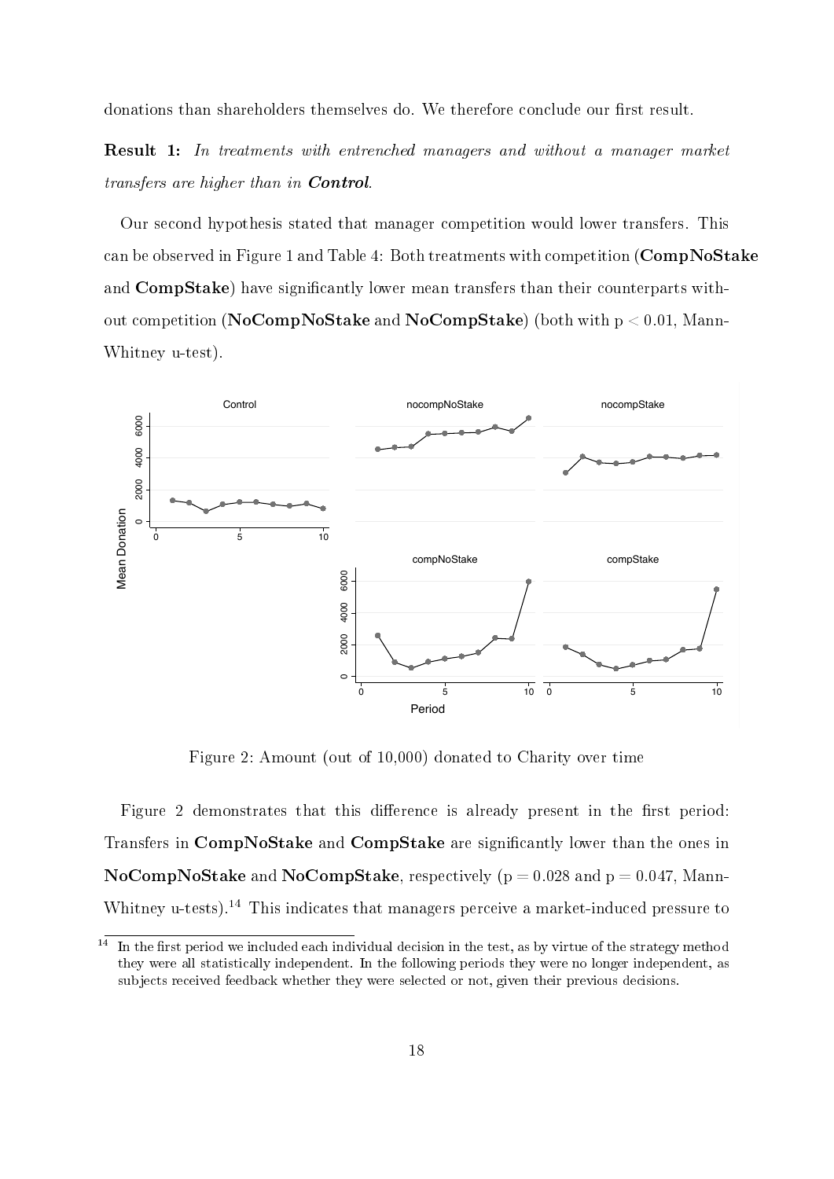donations than shareholders themselves do. We therefore conclude our first result.

**Result 1:** *In treatments with entrenched managers and without a manager market transfers are higher than in* ***Control****.*

Our second hypothesis stated that manager competition would lower transfers. This can be observed in Figure 1 and Table 4: Both treatments with competition (**CompNoStake** and **CompStake**) have significantly lower mean transfers than their counterparts without competition (**NoCompNoStake** and **NoCompStake**) (both with $p < 0.01$, Mann-Whitney u-test).

Figure 2: Amount (out of 10,000) donated to Charity over time

Figure 2 demonstrates that this difference is already present in the first period: Transfers in **CompNoStake** and **CompStake** are significantly lower than the ones in **NoCompNoStake** and **NoCompStake**, respectively ($p = 0.028$ and $p = 0.047$, Mann-Whitney u-tests).[14] This indicates that managers perceive a market-induced pressure to

[14] In the first period we included each individual decision in the test, as by virtue of the strategy method they were all statistically independent. In the following periods they were no longer independent, as subjects received feedback whether they were selected or not, given their previous decisions.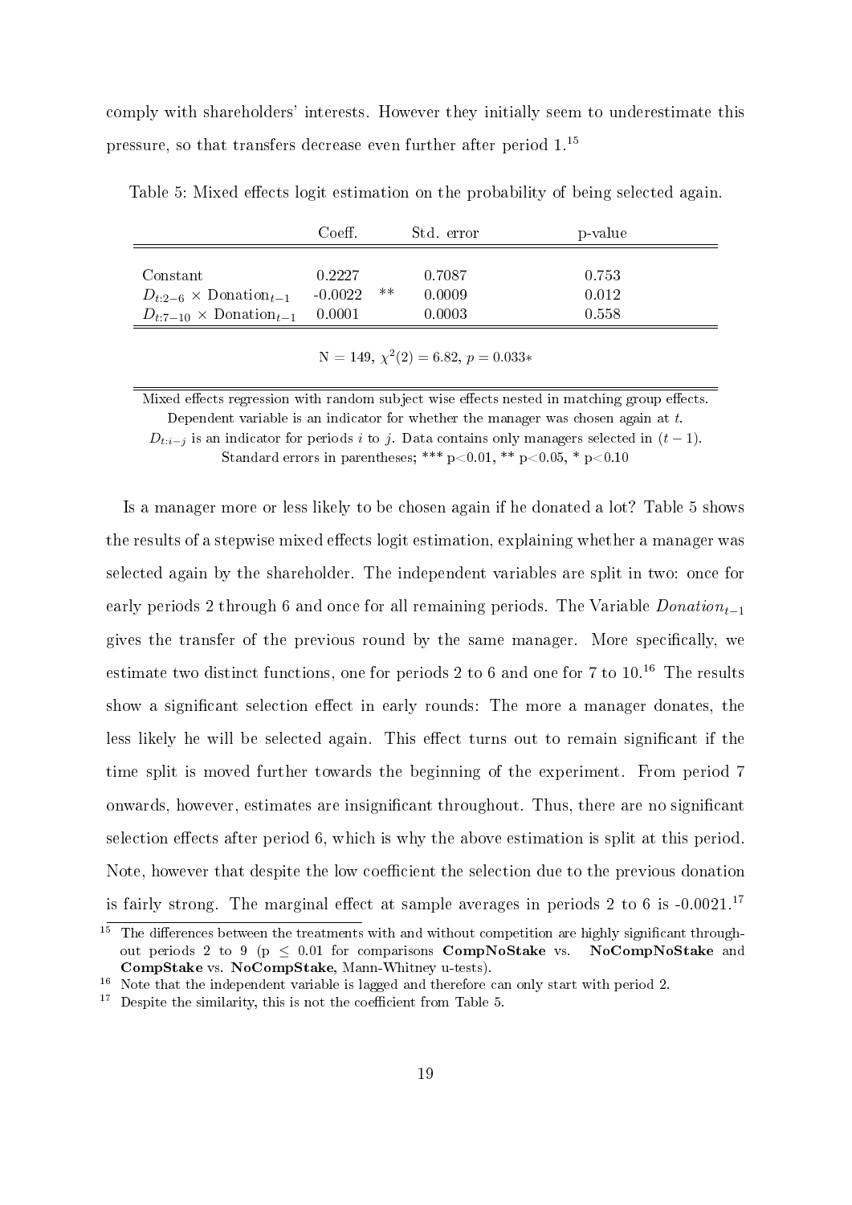comply with shareholders' interests. However they initially seem to underestimate this pressure, so that transfers decrease even further after period 1.[15]

Table 5: Mixed effects logit estimation on the probability of being selected again.

| | Coeff. | | Std. error | p-value |
|---|---|---|---|---|
| Constant | 0.2227 | | 0.7087 | 0.753 |
| $D_{t:2-6} \times \text{Donation}_{t-1}$ | -0.0022 | ** | 0.0009 | 0.012 |
| $D_{t:7-10} \times \text{Donation}_{t-1}$ | 0.0001 | | 0.0003 | 0.558 |

N = 149, $\chi^2(2) = 6.82$, $p = 0.033*$

Mixed effects regression with random subject wise effects nested in matching group effects. Dependent variable is an indicator for whether the manager was chosen again at $t$. $D_{t:i-j}$ is an indicator for periods $i$ to $j$. Data contains only managers selected in $(t-1)$. Standard errors in parentheses; *** p<0.01, ** p<0.05, * p<0.10

Is a manager more or less likely to be chosen again if he donated a lot? Table 5 shows the results of a stepwise mixed effects logit estimation, explaining whether a manager was selected again by the shareholder. The independent variables are split in two: once for early periods 2 through 6 and once for all remaining periods. The Variable $Donation_{t-1}$ gives the transfer of the previous round by the same manager. More specifically, we estimate two distinct functions, one for periods 2 to 6 and one for 7 to 10.[16] The results show a significant selection effect in early rounds: The more a manager donates, the less likely he will be selected again. This effect turns out to remain significant if the time split is moved further towards the beginning of the experiment. From period 7 onwards, however, estimates are insignificant throughout. Thus, there are no significant selection effects after period 6, which is why the above estimation is split at this period. Note, however that despite the low coefficient the selection due to the previous donation is fairly strong. The marginal effect at sample averages in periods 2 to 6 is -0.0021.[17]

[15] The differences between the treatments with and without competition are highly significant throughout periods 2 to 9 ($p \leq 0.01$ for comparisons **CompNoStake** vs. **NoCompNoStake** and **CompStake** vs. **NoCompStake**, Mann-Whitney u-tests).

[16] Note that the independent variable is lagged and therefore can only start with period 2.

[17] Despite the similarity, this is not the coefficient from Table 5.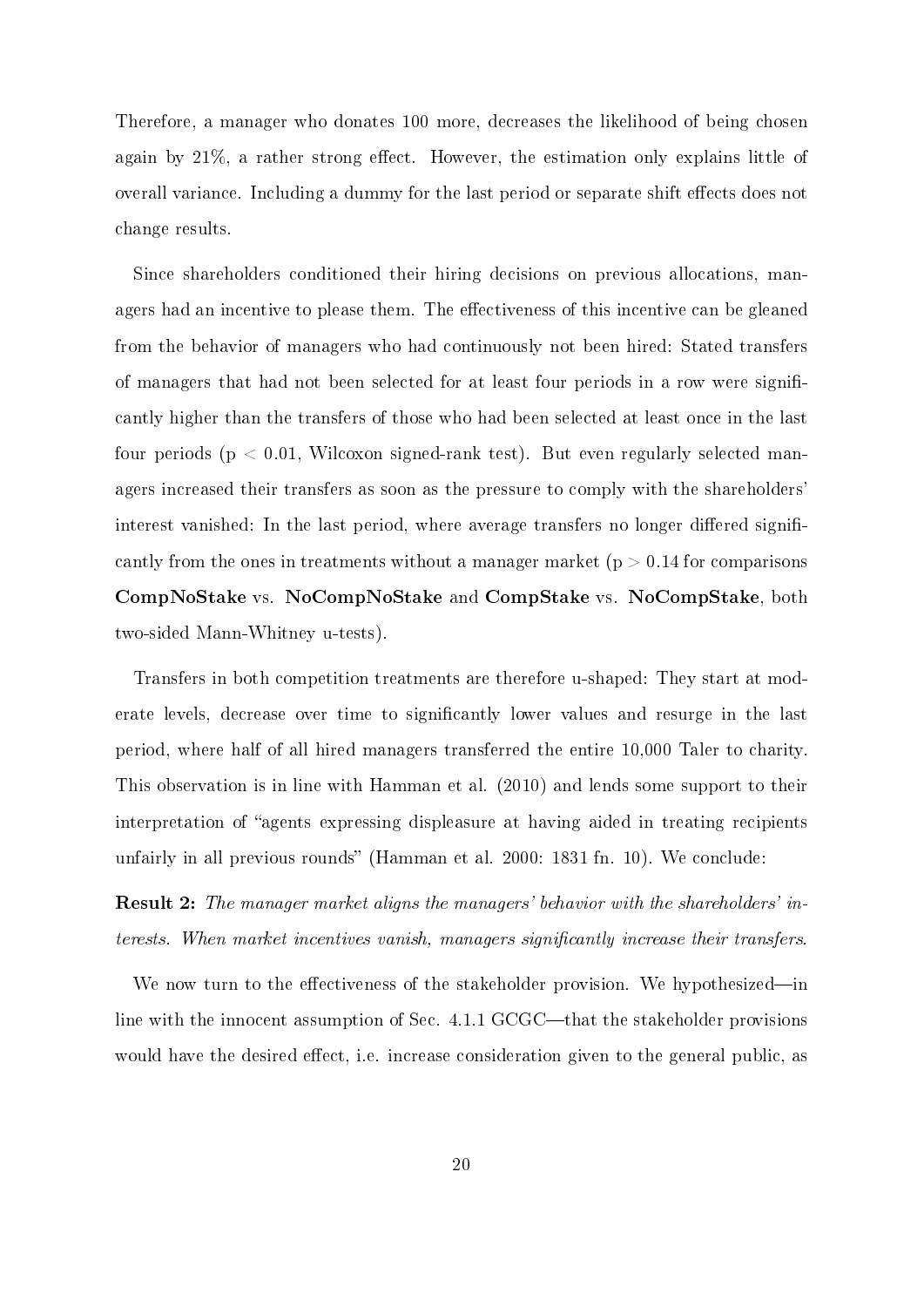Therefore, a manager who donates 100 more, decreases the likelihood of being chosen again by 21%, a rather strong effect. However, the estimation only explains little of overall variance. Including a dummy for the last period or separate shift effects does not change results.

Since shareholders conditioned their hiring decisions on previous allocations, managers had an incentive to please them. The effectiveness of this incentive can be gleaned from the behavior of managers who had continuously not been hired: Stated transfers of managers that had not been selected for at least four periods in a row were significantly higher than the transfers of those who had been selected at least once in the last four periods ($p < 0.01$, Wilcoxon signed-rank test). But even regularly selected managers increased their transfers as soon as the pressure to comply with the shareholders' interest vanished: In the last period, where average transfers no longer differed significantly from the ones in treatments without a manager market ($p > 0.14$ for comparisons **CompNoStake** vs. **NoCompNoStake** and **CompStake** vs. **NoCompStake**, both two-sided Mann-Whitney u-tests).

Transfers in both competition treatments are therefore u-shaped: They start at moderate levels, decrease over time to significantly lower values and resurge in the last period, where half of all hired managers transferred the entire 10,000 Taler to charity. This observation is in line with Hamman et al. (2010) and lends some support to their interpretation of "agents expressing displeasure at having aided in treating recipients unfairly in all previous rounds" (Hamman et al. 2000: 1831 fn. 10). We conclude:

**Result 2:** *The manager market aligns the managers' behavior with the shareholders' interests. When market incentives vanish, managers significantly increase their transfers.*

We now turn to the effectiveness of the stakeholder provision. We hypothesized—in line with the innocent assumption of Sec. 4.1.1 GCGC—that the stakeholder provisions would have the desired effect, i.e. increase consideration given to the general public, as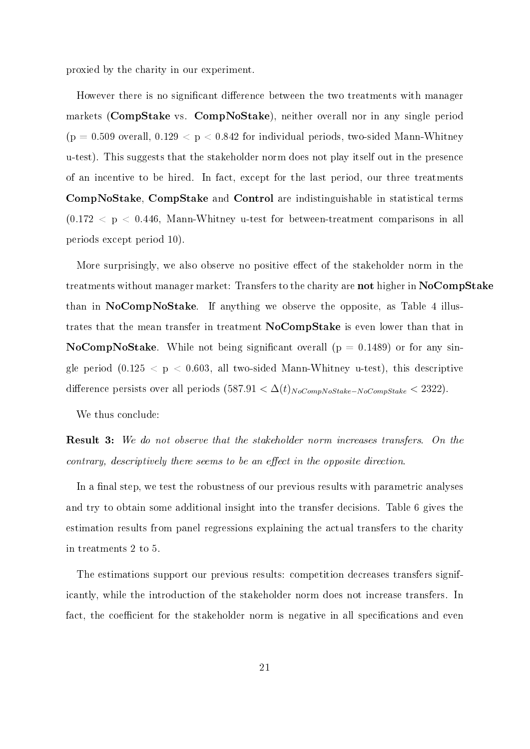proxied by the charity in our experiment.

However there is no significant difference between the two treatments with manager markets (**CompStake** vs. **CompNoStake**), neither overall nor in any single period ($p = 0.509$ overall, $0.129 < p < 0.842$ for individual periods, two-sided Mann-Whitney u-test). This suggests that the stakeholder norm does not play itself out in the presence of an incentive to be hired. In fact, except for the last period, our three treatments **CompNoStake**, **CompStake** and **Control** are indistinguishable in statistical terms ($0.172 < p < 0.446$, Mann-Whitney u-test for between-treatment comparisons in all periods except period 10).

More surprisingly, we also observe no positive effect of the stakeholder norm in the treatments without manager market: Transfers to the charity are **not** higher in **NoCompStake** than in **NoCompNoStake**. If anything we observe the opposite, as Table 4 illustrates that the mean transfer in treatment **NoCompStake** is even lower than that in **NoCompNoStake**. While not being significant overall ($p = 0.1489$) or for any single period ($0.125 < p < 0.603$, all two-sided Mann-Whitney u-test), this descriptive difference persists over all periods ($587.91 < \Delta(t)_{NoCompNoStake-NoCompStake} < 2322$).

We thus conclude:

**Result 3:** *We do not observe that the stakeholder norm increases transfers. On the contrary, descriptively there seems to be an effect in the opposite direction.*

In a final step, we test the robustness of our previous results with parametric analyses and try to obtain some additional insight into the transfer decisions. Table 6 gives the estimation results from panel regressions explaining the actual transfers to the charity in treatments 2 to 5.

The estimations support our previous results: competition decreases transfers significantly, while the introduction of the stakeholder norm does not increase transfers. In fact, the coefficient for the stakeholder norm is negative in all specifications and even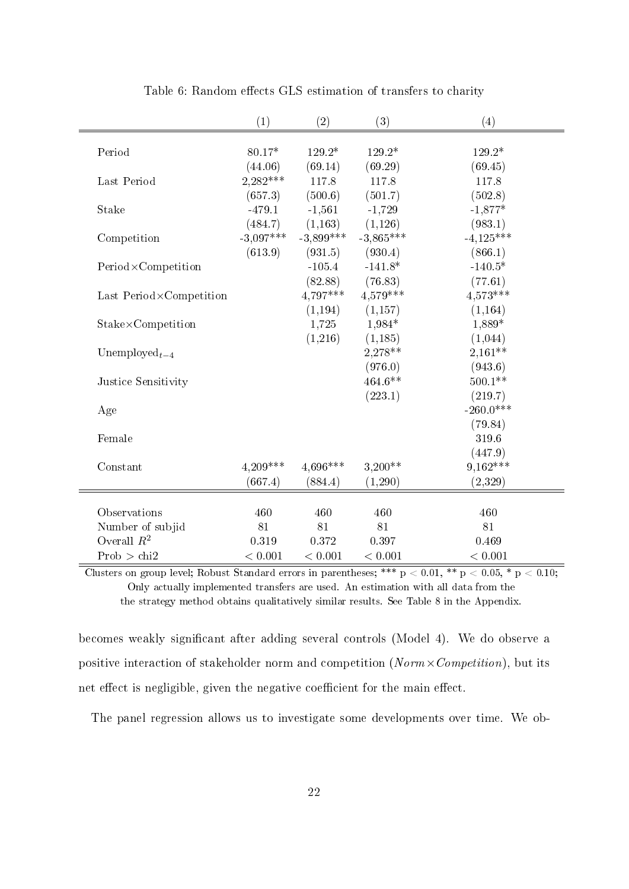Table 6: Random effects GLS estimation of transfers to charity

| | (1) | (2) | (3) | (4) |
|---|---|---|---|---|
| Period | 80.17* | 129.2* | 129.2* | 129.2* |
| | (44.06) | (69.14) | (69.29) | (69.45) |
| Last Period | 2,282*** | 117.8 | 117.8 | 117.8 |
| | (657.3) | (500.6) | (501.7) | (502.8) |
| Stake | -479.1 | -1,561 | -1,729 | -1,877* |
| | (484.7) | (1,163) | (1,126) | (983.1) |
| Competition | -3,097*** | -3,899*** | -3,865*** | -4,125*** |
| | (613.9) | (931.5) | (930.4) | (866.1) |
| Period×Competition | | -105.4 | -141.8* | -140.5* |
| | | (82.88) | (76.83) | (77.61) |
| Last Period×Competition | | 4,797*** | 4,579*** | 4,573*** |
| | | (1,194) | (1,157) | (1,164) |
| Stake×Competition | | 1,725 | 1,984* | 1,889* |
| | | (1,216) | (1,185) | (1,044) |
| $\text{Unemployed}_{t-4}$ | | | 2,278** | 2,161** |
| | | | (976.0) | (943.6) |
| Justice Sensitivity | | | 464.6** | 500.1** |
| | | | (223.1) | (219.7) |
| Age | | | | -260.0*** |
| | | | | (79.84) |
| Female | | | | 319.6 |
| | | | | (447.9) |
| Constant | 4,209*** | 4,696*** | 3,200** | 9,162*** |
| | (667.4) | (884.4) | (1,290) | (2,329) |
| Observations | 460 | 460 | 460 | 460 |
| Number of subjid | 81 | 81 | 81 | 81 |
| Overall $R^2$ | 0.319 | 0.372 | 0.397 | 0.469 |
| Prob > chi2 | < 0.001 | < 0.001 | < 0.001 | < 0.001 |

Clusters on group level; Robust Standard errors in parentheses; *** $p < 0.01$, ** $p < 0.05$, * $p < 0.10$; Only actually implemented transfers are used. An estimation with all data from the the strategy method obtains qualitatively similar results. See Table 8 in the Appendix.

becomes weakly significant after adding several controls (Model 4). We do observe a positive interaction of stakeholder norm and competition ($Norm \times Competition$), but its net effect is negligible, given the negative coefficient for the main effect.

The panel regression allows us to investigate some developments over time. We ob-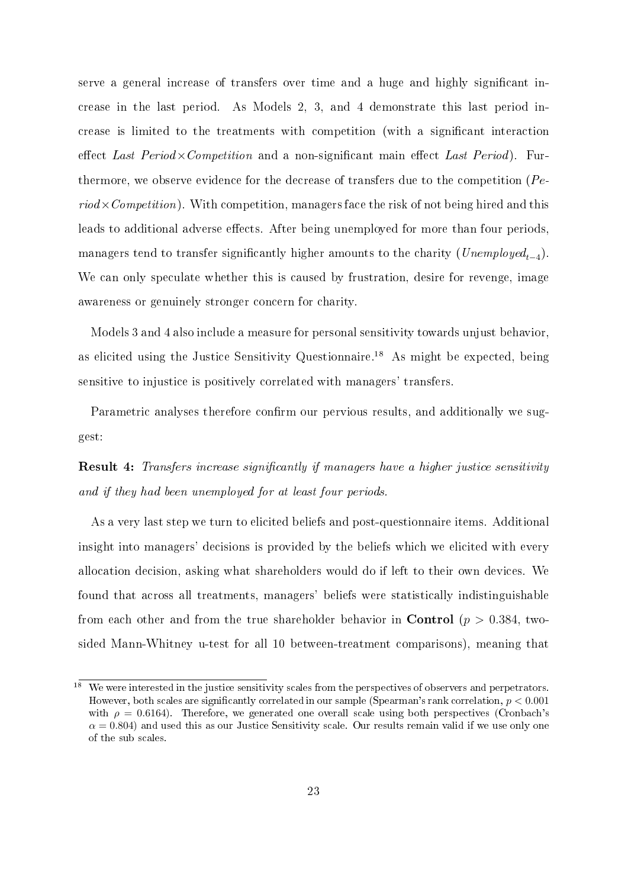serve a general increase of transfers over time and a huge and highly significant increase in the last period. As Models 2, 3, and 4 demonstrate this last period increase is limited to the treatments with competition (with a significant interaction effect *Last Period*×*Competition* and a non-significant main effect *Last Period*). Furthermore, we observe evidence for the decrease of transfers due to the competition (*Period*×*Competition*). With competition, managers face the risk of not being hired and this leads to additional adverse effects. After being unemployed for more than four periods, managers tend to transfer significantly higher amounts to the charity ($Unemployed_{t-4}$). We can only speculate whether this is caused by frustration, desire for revenge, image awareness or genuinely stronger concern for charity.

Models 3 and 4 also include a measure for personal sensitivity towards unjust behavior, as elicited using the Justice Sensitivity Questionnaire.[18] As might be expected, being sensitive to injustice is positively correlated with managers' transfers.

Parametric analyses therefore confirm our pervious results, and additionally we suggest:

**Result 4:** *Transfers increase significantly if managers have a higher justice sensitivity and if they had been unemployed for at least four periods.*

As a very last step we turn to elicited beliefs and post-questionnaire items. Additional insight into managers' decisions is provided by the beliefs which we elicited with every allocation decision, asking what shareholders would do if left to their own devices. We found that across all treatments, managers' beliefs were statistically indistinguishable from each other and from the true shareholder behavior in **Control** ($p > 0.384$, two-sided Mann-Whitney u-test for all 10 between-treatment comparisons), meaning that

[18] We were interested in the justice sensitivity scales from the perspectives of observers and perpetrators. However, both scales are significantly correlated in our sample (Spearman's rank correlation, $p < 0.001$ with $\rho = 0.6164$). Therefore, we generated one overall scale using both perspectives (Cronbach's $\alpha = 0.804$) and used this as our Justice Sensitivity scale. Our results remain valid if we use only one of the sub scales.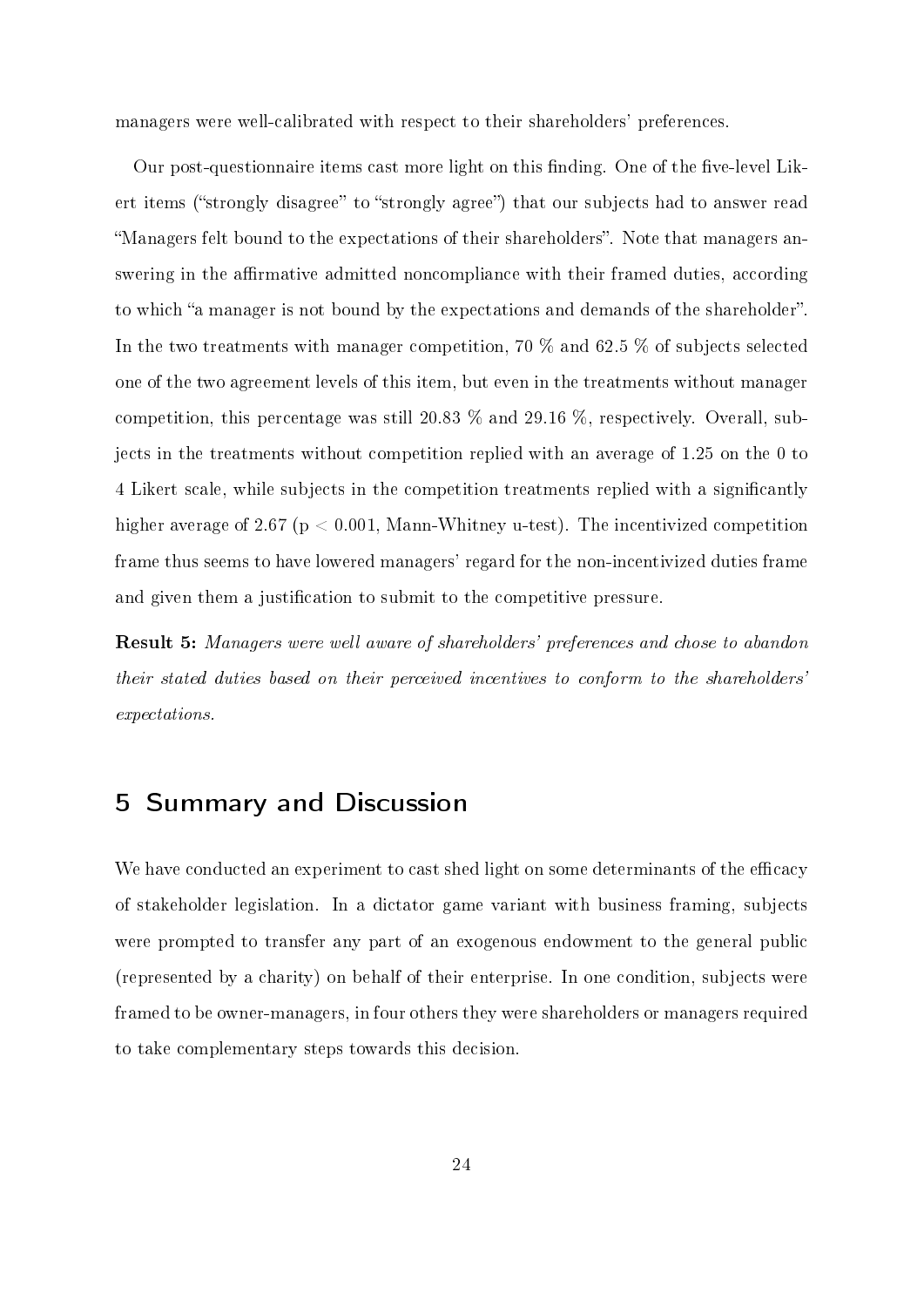managers were well-calibrated with respect to their shareholders' preferences.

Our post-questionnaire items cast more light on this finding. One of the five-level Likert items ("strongly disagree" to "strongly agree") that our subjects had to answer read "Managers felt bound to the expectations of their shareholders". Note that managers answering in the affirmative admitted noncompliance with their framed duties, according to which "a manager is not bound by the expectations and demands of the shareholder". In the two treatments with manager competition, 70 % and 62.5 % of subjects selected one of the two agreement levels of this item, but even in the treatments without manager competition, this percentage was still 20.83 % and 29.16 %, respectively. Overall, subjects in the treatments without competition replied with an average of 1.25 on the 0 to 4 Likert scale, while subjects in the competition treatments replied with a significantly higher average of 2.67 ($p < 0.001$, Mann-Whitney u-test). The incentivized competition frame thus seems to have lowered managers' regard for the non-incentivized duties frame and given them a justification to submit to the competitive pressure.

**Result 5:** *Managers were well aware of shareholders' preferences and chose to abandon their stated duties based on their perceived incentives to conform to the shareholders' expectations.*

# 5 Summary and Discussion

We have conducted an experiment to cast shed light on some determinants of the efficacy of stakeholder legislation. In a dictator game variant with business framing, subjects were prompted to transfer any part of an exogenous endowment to the general public (represented by a charity) on behalf of their enterprise. In one condition, subjects were framed to be owner-managers, in four others they were shareholders or managers required to take complementary steps towards this decision.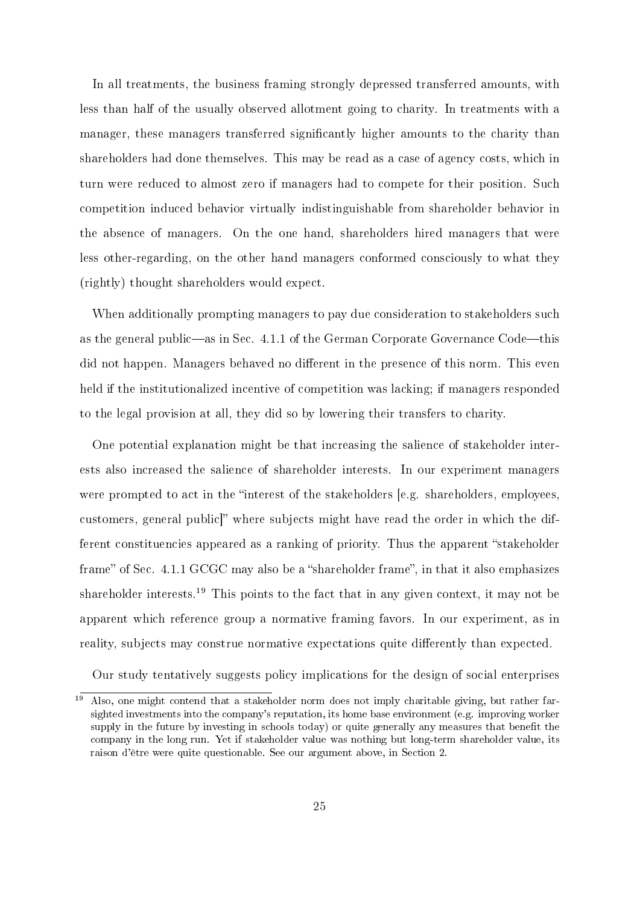In all treatments, the business framing strongly depressed transferred amounts, with less than half of the usually observed allotment going to charity. In treatments with a manager, these managers transferred significantly higher amounts to the charity than shareholders had done themselves. This may be read as a case of agency costs, which in turn were reduced to almost zero if managers had to compete for their position. Such competition induced behavior virtually indistinguishable from shareholder behavior in the absence of managers. On the one hand, shareholders hired managers that were less other-regarding, on the other hand managers conformed consciously to what they (rightly) thought shareholders would expect.

When additionally prompting managers to pay due consideration to stakeholders such as the general public—as in Sec. 4.1.1 of the German Corporate Governance Code—this did not happen. Managers behaved no different in the presence of this norm. This even held if the institutionalized incentive of competition was lacking; if managers responded to the legal provision at all, they did so by lowering their transfers to charity.

One potential explanation might be that increasing the salience of stakeholder interests also increased the salience of shareholder interests. In our experiment managers were prompted to act in the "interest of the stakeholders [e.g. shareholders, employees, customers, general public]" where subjects might have read the order in which the different constituencies appeared as a ranking of priority. Thus the apparent "stakeholder frame" of Sec. 4.1.1 GCGC may also be a "shareholder frame", in that it also emphasizes shareholder interests.[19] This points to the fact that in any given context, it may not be apparent which reference group a normative framing favors. In our experiment, as in reality, subjects may construe normative expectations quite differently than expected.

Our study tentatively suggests policy implications for the design of social enterprises

[19] Also, one might contend that a stakeholder norm does not imply charitable giving, but rather far-sighted investments into the company's reputation, its home base environment (e.g. improving worker supply in the future by investing in schools today) or quite generally any measures that benefit the company in the long run. Yet if stakeholder value was nothing but long-term shareholder value, its raison d'être were quite questionable. See our argument above, in Section 2.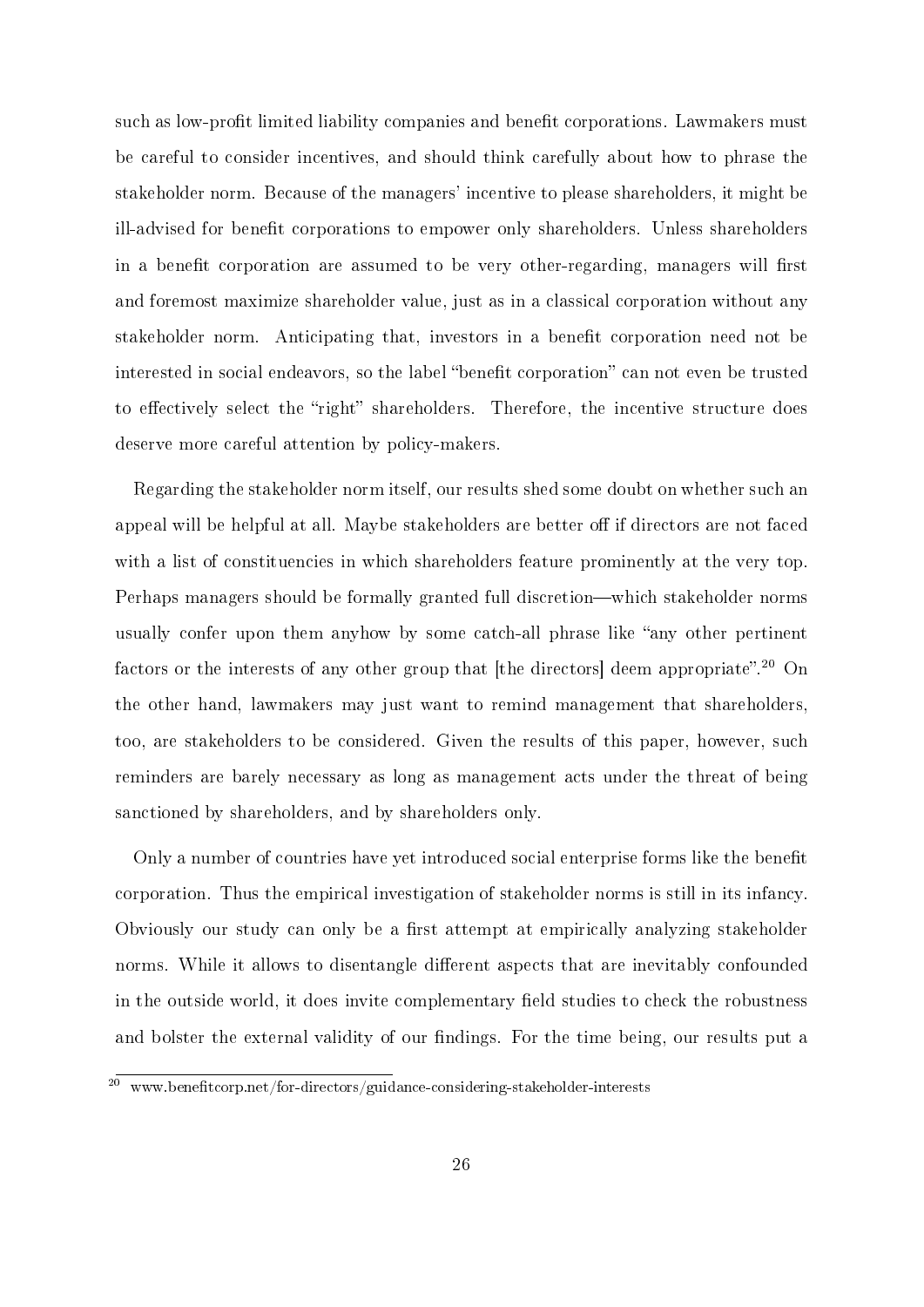such as low-profit limited liability companies and benefit corporations. Lawmakers must be careful to consider incentives, and should think carefully about how to phrase the stakeholder norm. Because of the managers' incentive to please shareholders, it might be ill-advised for benefit corporations to empower only shareholders. Unless shareholders in a benefit corporation are assumed to be very other-regarding, managers will first and foremost maximize shareholder value, just as in a classical corporation without any stakeholder norm. Anticipating that, investors in a benefit corporation need not be interested in social endeavors, so the label "benefit corporation" can not even be trusted to effectively select the "right" shareholders. Therefore, the incentive structure does deserve more careful attention by policy-makers.

Regarding the stakeholder norm itself, our results shed some doubt on whether such an appeal will be helpful at all. Maybe stakeholders are better off if directors are not faced with a list of constituencies in which shareholders feature prominently at the very top. Perhaps managers should be formally granted full discretion—which stakeholder norms usually confer upon them anyhow by some catch-all phrase like "any other pertinent factors or the interests of any other group that [the directors] deem appropriate".[20] On the other hand, lawmakers may just want to remind management that shareholders, too, are stakeholders to be considered. Given the results of this paper, however, such reminders are barely necessary as long as management acts under the threat of being sanctioned by shareholders, and by shareholders only.

Only a number of countries have yet introduced social enterprise forms like the benefit corporation. Thus the empirical investigation of stakeholder norms is still in its infancy. Obviously our study can only be a first attempt at empirically analyzing stakeholder norms. While it allows to disentangle different aspects that are inevitably confounded in the outside world, it does invite complementary field studies to check the robustness and bolster the external validity of our findings. For the time being, our results put a

[20] www.benefitcorp.net/for-directors/guidance-considering-stakeholder-interests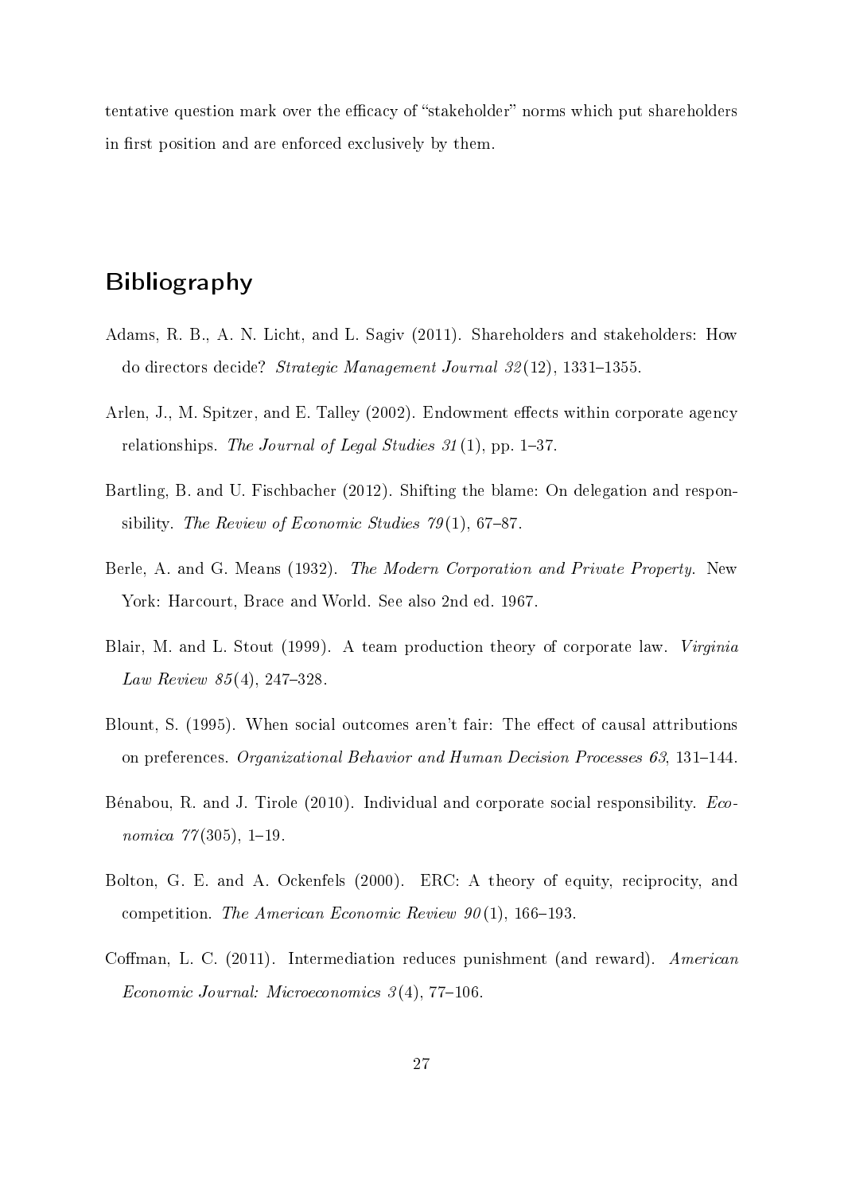tentative question mark over the efficacy of "stakeholder" norms which put shareholders in first position and are enforced exclusively by them.

# Bibliography

Adams, R. B., A. N. Licht, and L. Sagiv (2011). Shareholders and stakeholders: How do directors decide? *Strategic Management Journal 32*(12), 1331–1355.

Arlen, J., M. Spitzer, and E. Talley (2002). Endowment effects within corporate agency relationships. *The Journal of Legal Studies 31*(1), pp. 1–37.

Bartling, B. and U. Fischbacher (2012). Shifting the blame: On delegation and responsibility. *The Review of Economic Studies 79*(1), 67–87.

Berle, A. and G. Means (1932). *The Modern Corporation and Private Property*. New York: Harcourt, Brace and World. See also 2nd ed. 1967.

Blair, M. and L. Stout (1999). A team production theory of corporate law. *Virginia Law Review 85*(4), 247–328.

Blount, S. (1995). When social outcomes aren't fair: The effect of causal attributions on preferences. *Organizational Behavior and Human Decision Processes 63*, 131–144.

Bénabou, R. and J. Tirole (2010). Individual and corporate social responsibility. *Economica 77*(305), 1–19.

Bolton, G. E. and A. Ockenfels (2000). ERC: A theory of equity, reciprocity, and competition. *The American Economic Review 90*(1), 166–193.

Coffman, L. C. (2011). Intermediation reduces punishment (and reward). *American Economic Journal: Microeconomics 3*(4), 77–106.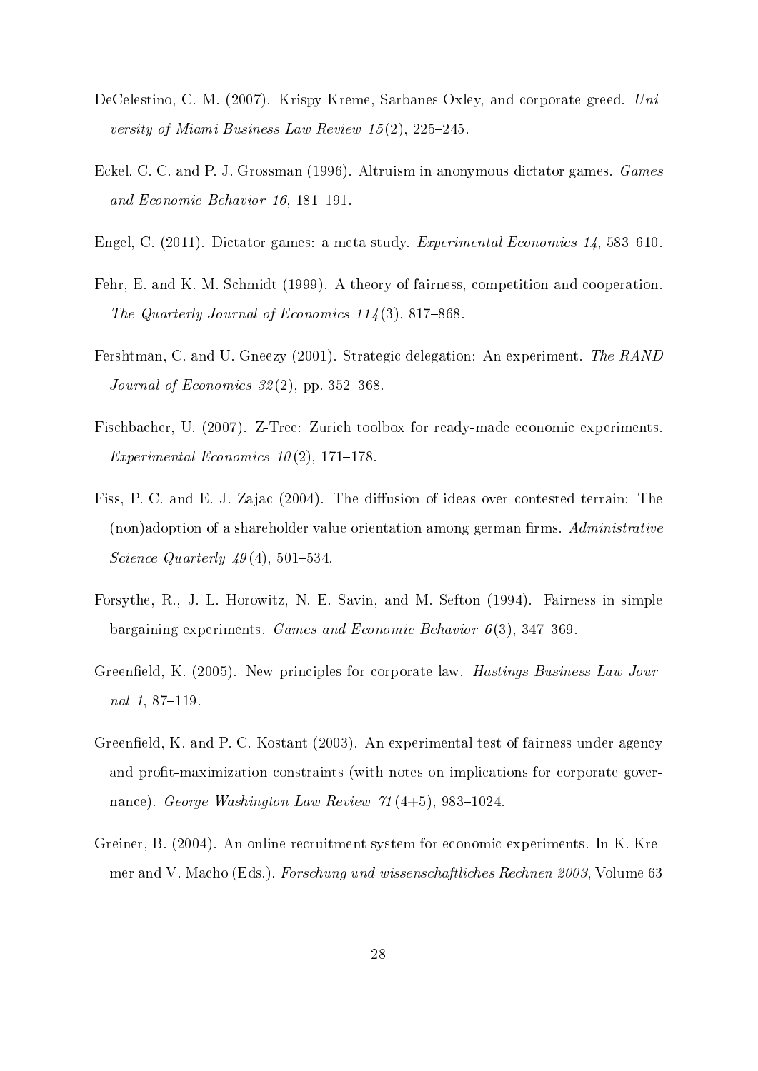DeCelestino, C. M. (2007). Krispy Kreme, Sarbanes-Oxley, and corporate greed. *University of Miami Business Law Review 15*(2), 225–245.

Eckel, C. C. and P. J. Grossman (1996). Altruism in anonymous dictator games. *Games and Economic Behavior 16*, 181–191.

Engel, C. (2011). Dictator games: a meta study. *Experimental Economics 14*, 583–610.

Fehr, E. and K. M. Schmidt (1999). A theory of fairness, competition and cooperation. *The Quarterly Journal of Economics 114*(3), 817–868.

Fershtman, C. and U. Gneezy (2001). Strategic delegation: An experiment. *The RAND Journal of Economics 32*(2), pp. 352–368.

Fischbacher, U. (2007). Z-Tree: Zurich toolbox for ready-made economic experiments. *Experimental Economics 10*(2), 171–178.

Fiss, P. C. and E. J. Zajac (2004). The diffusion of ideas over contested terrain: The (non)adoption of a shareholder value orientation among german firms. *Administrative Science Quarterly 49*(4), 501–534.

Forsythe, R., J. L. Horowitz, N. E. Savin, and M. Sefton (1994). Fairness in simple bargaining experiments. *Games and Economic Behavior 6*(3), 347–369.

Greenfield, K. (2005). New principles for corporate law. *Hastings Business Law Journal 1*, 87–119.

Greenfield, K. and P. C. Kostant (2003). An experimental test of fairness under agency and profit-maximization constraints (with notes on implications for corporate governance). *George Washington Law Review 71*(4+5), 983–1024.

Greiner, B. (2004). An online recruitment system for economic experiments. In K. Kremer and V. Macho (Eds.), *Forschung und wissenschaftliches Rechnen 2003*, Volume 63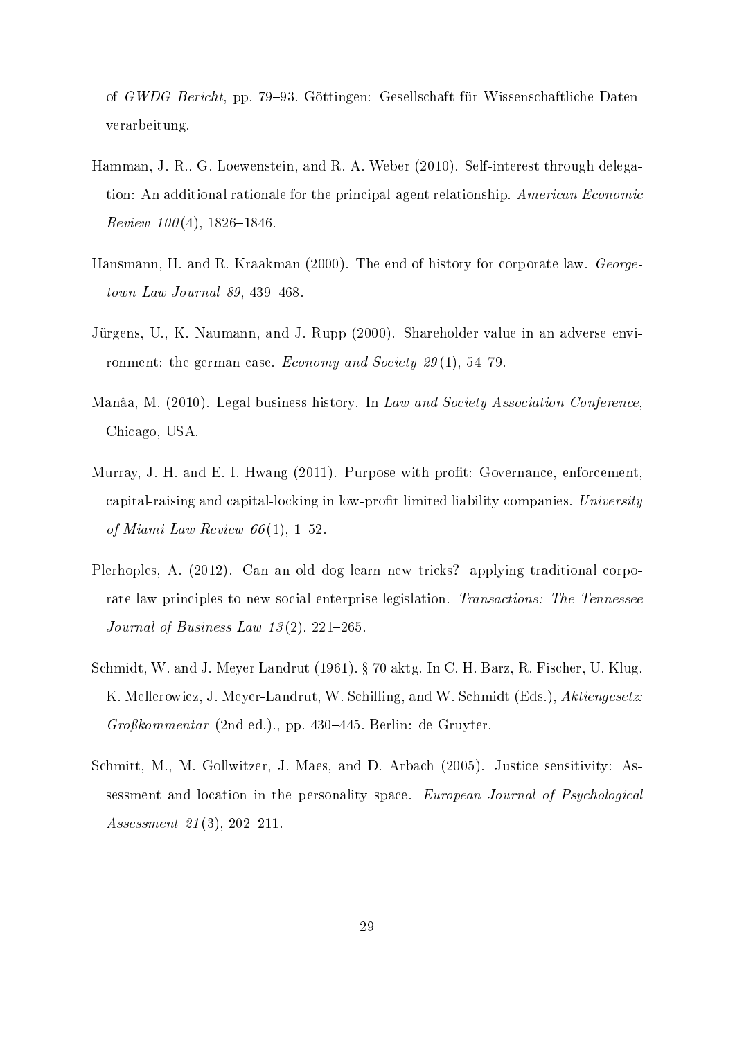of *GWDG Bericht*, pp. 79–93. Göttingen: Gesellschaft für Wissenschaftliche Datenverarbeitung.

Hamman, J. R., G. Loewenstein, and R. A. Weber (2010). Self-interest through delegation: An additional rationale for the principal-agent relationship. *American Economic Review 100*(4), 1826–1846.

Hansmann, H. and R. Kraakman (2000). The end of history for corporate law. *Georgetown Law Journal 89*, 439–468.

Jürgens, U., K. Naumann, and J. Rupp (2000). Shareholder value in an adverse environment: the german case. *Economy and Society 29*(1), 54–79.

Manâa, M. (2010). Legal business history. In *Law and Society Association Conference*, Chicago, USA.

Murray, J. H. and E. I. Hwang (2011). Purpose with profit: Governance, enforcement, capital-raising and capital-locking in low-profit limited liability companies. *University of Miami Law Review 66*(1), 1–52.

Plerhoples, A. (2012). Can an old dog learn new tricks? applying traditional corporate law principles to new social enterprise legislation. *Transactions: The Tennessee Journal of Business Law 13*(2), 221–265.

Schmidt, W. and J. Meyer Landrut (1961). § 70 aktg. In C. H. Barz, R. Fischer, U. Klug, K. Mellerowicz, J. Meyer-Landrut, W. Schilling, and W. Schmidt (Eds.), *Aktiengesetz: Großkommentar* (2nd ed.)., pp. 430–445. Berlin: de Gruyter.

Schmitt, M., M. Gollwitzer, J. Maes, and D. Arbach (2005). Justice sensitivity: Assessment and location in the personality space. *European Journal of Psychological Assessment 21*(3), 202–211.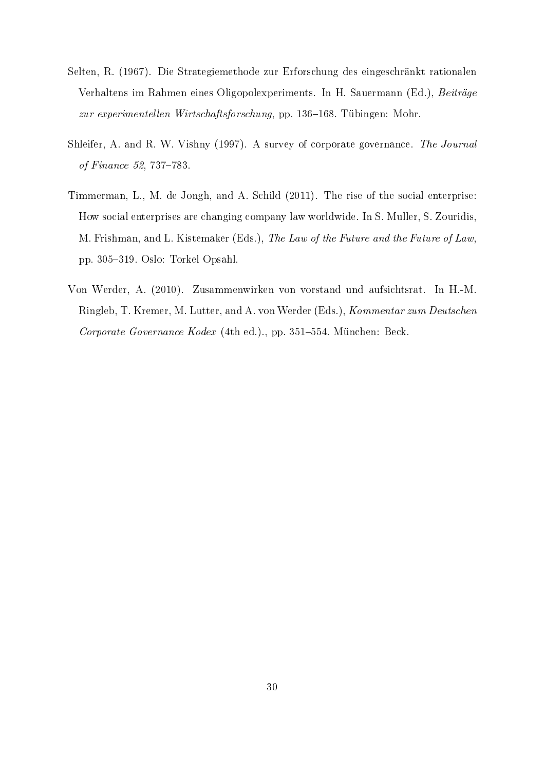Selten, R. (1967). Die Strategiemethode zur Erforschung des eingeschränkt rationalen Verhaltens im Rahmen eines Oligopolexperiments. In H. Sauermann (Ed.), *Beiträge zur experimentellen Wirtschaftsforschung*, pp. 136–168. Tübingen: Mohr.

Shleifer, A. and R. W. Vishny (1997). A survey of corporate governance. *The Journal of Finance 52*, 737–783.

Timmerman, L., M. de Jongh, and A. Schild (2011). The rise of the social enterprise: How social enterprises are changing company law worldwide. In S. Muller, S. Zouridis, M. Frishman, and L. Kistemaker (Eds.), *The Law of the Future and the Future of Law*, pp. 305–319. Oslo: Torkel Opsahl.

Von Werder, A. (2010). Zusammenwirken von vorstand und aufsichtsrat. In H.-M. Ringleb, T. Kremer, M. Lutter, and A. von Werder (Eds.), *Kommentar zum Deutschen Corporate Governance Kodex* (4th ed.)., pp. 351–554. München: Beck.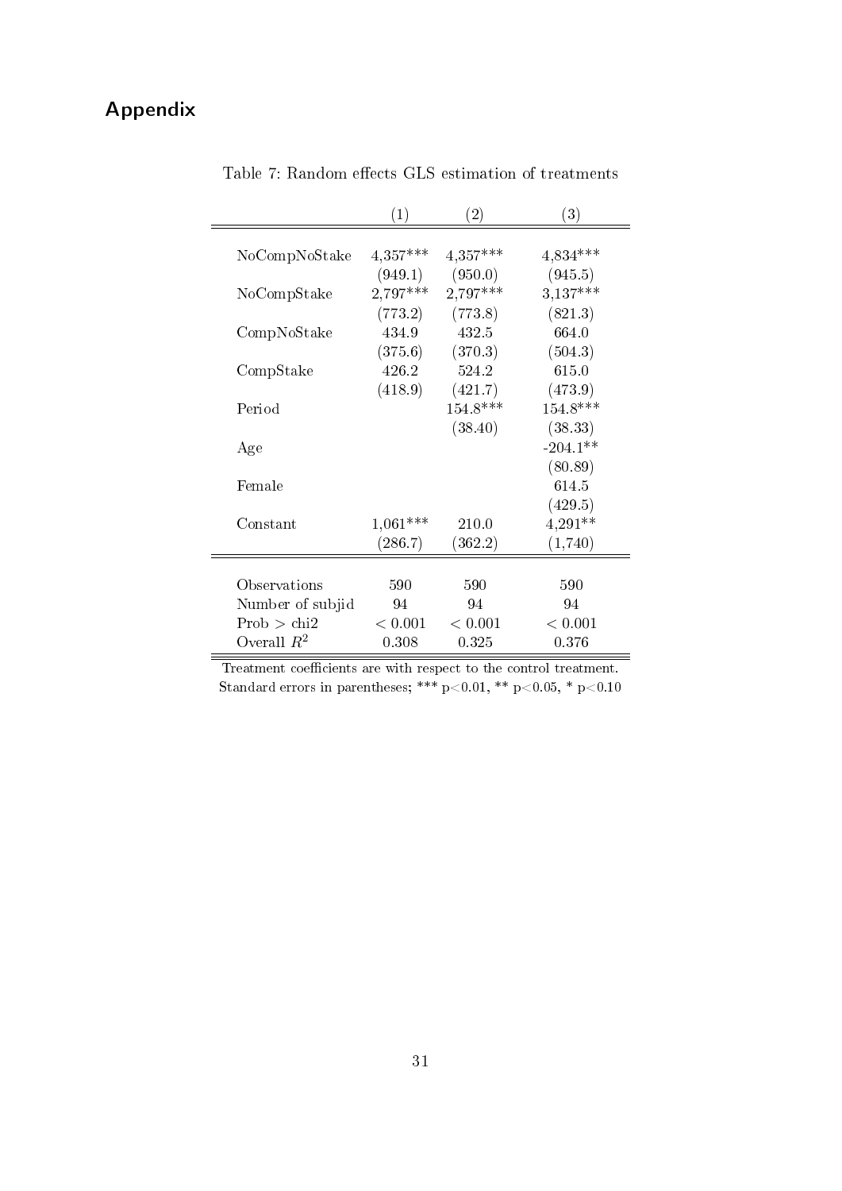# Appendix

Table 7: Random effects GLS estimation of treatments

| | (1) | (2) | (3) |
|---|---|---|---|
| NoCompNoStake | 4,357*** | 4,357*** | 4,834*** |
| | (949.1) | (950.0) | (945.5) |
| NoCompStake | 2,797*** | 2,797*** | 3,137*** |
| | (773.2) | (773.8) | (821.3) |
| CompNoStake | 434.9 | 432.5 | 664.0 |
| | (375.6) | (370.3) | (504.3) |
| CompStake | 426.2 | 524.2 | 615.0 |
| | (418.9) | (421.7) | (473.9) |
| Period | | 154.8*** | 154.8*** |
| | | (38.40) | (38.33) |
| Age | | | -204.1** |
| | | | (80.89) |
| Female | | | 614.5 |
| | | | (429.5) |
| Constant | 1,061*** | 210.0 | 4,291** |
| | (286.7) | (362.2) | (1,740) |
| Observations | 590 | 590 | 590 |
| Number of subjid | 94 | 94 | 94 |
| Prob > chi2 | < 0.001 | < 0.001 | < 0.001 |
| Overall $R^2$ | 0.308 | 0.325 | 0.376 |

Treatment coefficients are with respect to the control treatment.
Standard errors in parentheses; *** $p<0.01$, ** $p<0.05$, * $p<0.10$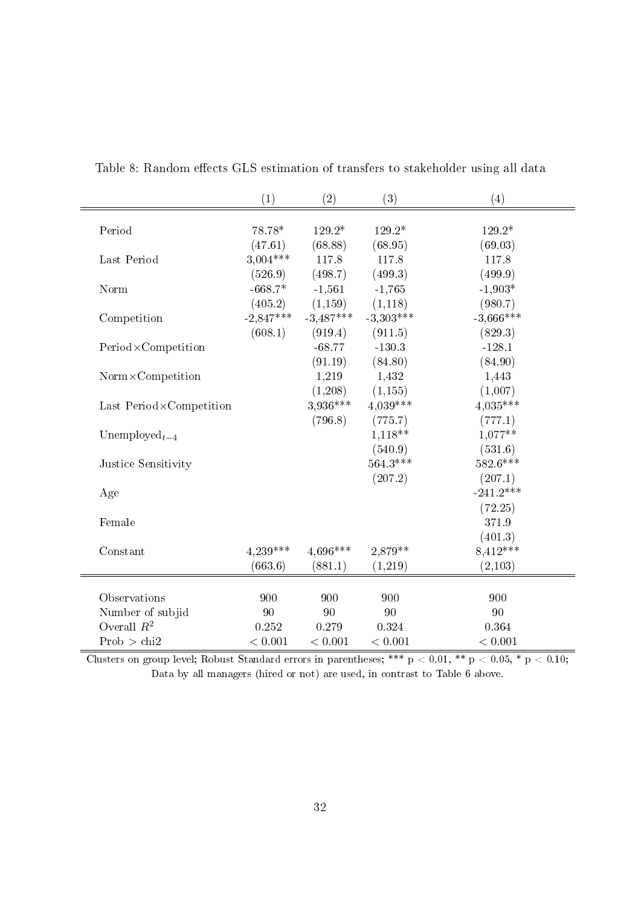Table 8: Random effects GLS estimation of transfers to stakeholder using all data

| | (1) | (2) | (3) | (4) |
|---|---|---|---|---|
| Period | 78.78* | 129.2* | 129.2* | 129.2* |
| | (47.61) | (68.88) | (68.95) | (69.03) |
| Last Period | 3,004*** | 117.8 | 117.8 | 117.8 |
| | (526.9) | (498.7) | (499.3) | (499.9) |
| Norm | -668.7* | -1,561 | -1,765 | -1,903* |
| | (405.2) | (1,159) | (1,118) | (980.7) |
| Competition | -2,847*** | -3,487*** | -3,303*** | -3,666*** |
| | (608.1) | (919.4) | (911.5) | (829.3) |
| Period×Competition | | -68.77 | -130.3 | -128.1 |
| | | (91.19) | (84.80) | (84.90) |
| Norm×Competition | | 1,219 | 1,432 | 1,443 |
| | | (1,208) | (1,155) | (1,007) |
| Last Period×Competition | | 3,936*** | 4,039*** | 4,035*** |
| | | (796.8) | (775.7) | (777.1) |
| $\text{Unemployed}_{t-4}$ | | | 1,118** | 1,077** |
| | | | (540.9) | (531.6) |
| Justice Sensitivity | | | 564.3*** | 582.6*** |
| | | | (207.2) | (207.1) |
| Age | | | | -241.2*** |
| | | | | (72.25) |
| Female | | | | 371.9 |
| | | | | (401.3) |
| Constant | 4,239*** | 4,696*** | 2,879** | 8,412*** |
| | (663.6) | (881.1) | (1,219) | (2,103) |
| Observations | 900 | 900 | 900 | 900 |
| Number of subjid | 90 | 90 | 90 | 90 |
| Overall $R^2$ | 0.252 | 0.279 | 0.324 | 0.364 |
| Prob > chi2 | < 0.001 | < 0.001 | < 0.001 | < 0.001 |

Clusters on group level; Robust Standard errors in parentheses; *** $p < 0.01$, ** $p < 0.05$, * $p < 0.10$; Data by all managers (hired or not) are used, in contrast to Table 6 above.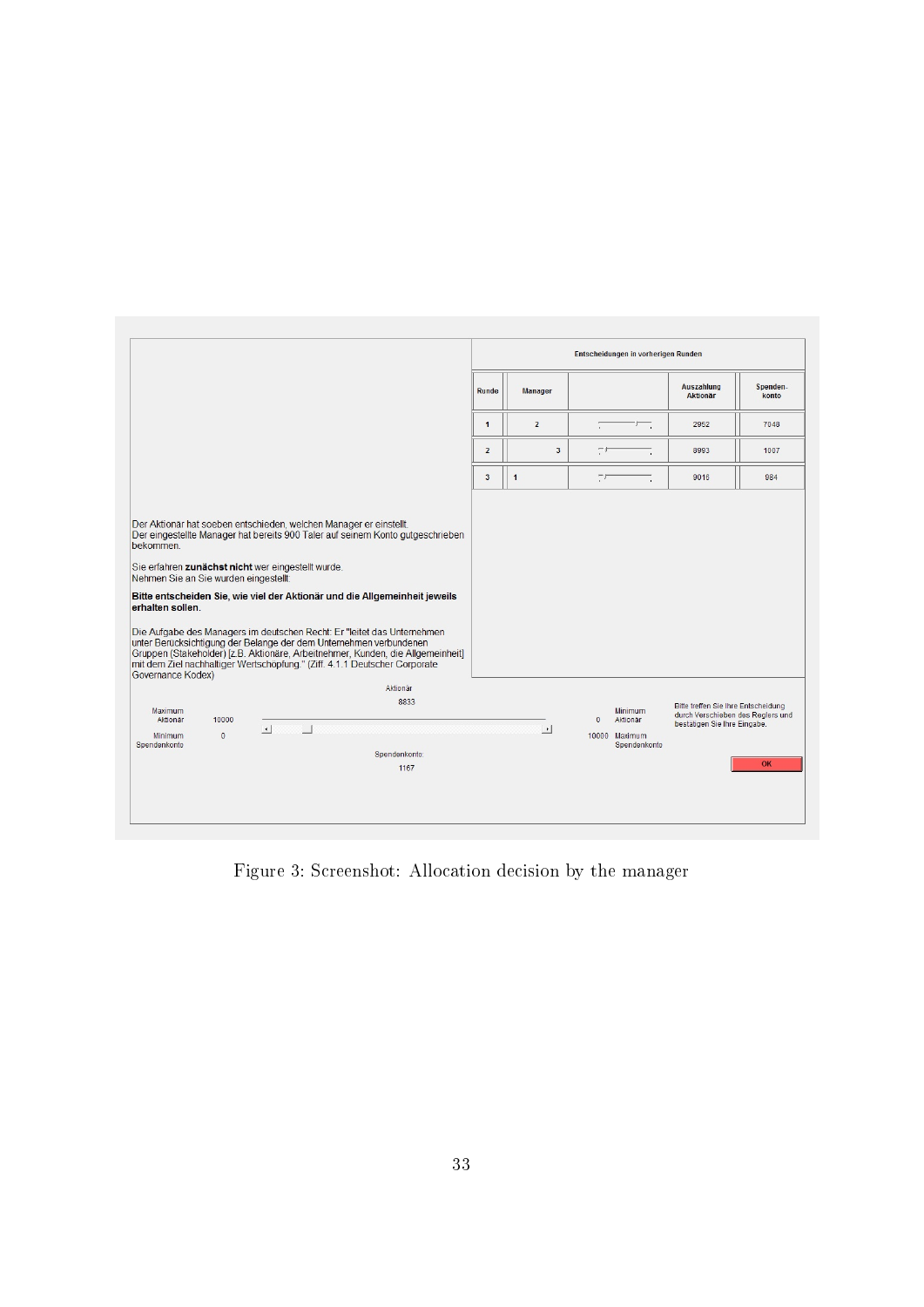| Entscheidungen in vorherigen Runden | | | | |
|---|---|---|---|---|
| Runde | Manager | | Auszahlung Aktionär | Spenden-konto |
| 1 | 2 | | 2952 | 7048 |
| 2 | 3 | | 8993 | 1007 |
| 3 | 1 | | 9016 | 984 |

Der Aktionär hat soeben entschieden, welchen Manager er einstellt.
Der eingestellte Manager hat bereits 900 Taler auf seinem Konto gutgeschrieben bekommen.

Sie erfahren **zunächst nicht** wer eingestellt wurde.
Nehmen Sie an Sie wurden eingestellt.

**Bitte entscheiden Sie, wie viel der Aktionär und die Allgemeinheit jeweils erhalten sollen.**

Die Aufgabe des Managers im deutschen Recht: Er "leitet das Unternehmen unter Berücksichtigung der Belange der dem Unternehmen verbundenen Gruppen (Stakeholder) [z.B. Aktionäre, Arbeitnehmer, Kunden, die Allgemeinheit] mit dem Ziel nachhaltiger Wertschöpfung." (Ziff. 4.1.1 Deutscher Corporate Governance Kodex)

Aktionär
8833

Maximum Aktionär 10000
Minimum Spendenkonto 0

0 Minimum Aktionär
10000 Maximum Spendenkonto

Spendenkonto:
1167

Bitte treffen Sie Ihre Entscheidung durch Verschieben des Reglers und bestätigen Sie Ihre Eingabe.

OK

Figure 3: Screenshot: Allocation decision by the manager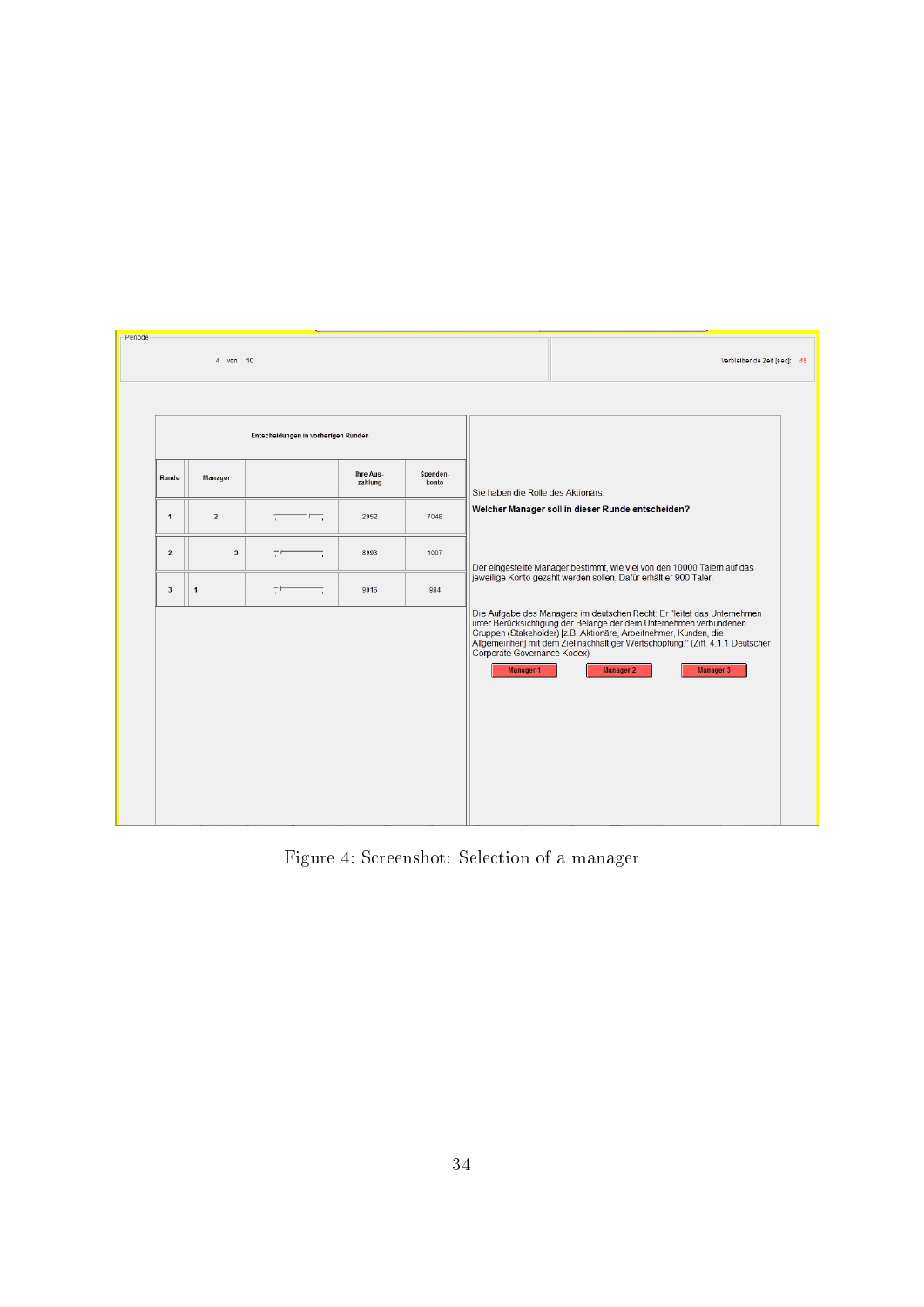Periode

4 von 10

Verbleibende Zeit [sec]: 45

Entscheidungen in vorherigen Runden

| Runde | Manager | | Ihre Aus-zahlung | Spenden-konto |
|---|---|---|---|---|
| 1 | 2 | | 2952 | 7048 |
| 2 | 3 | | 8993 | 1007 |
| 3 | 1 | | 9016 | 984 |

Sie haben die Rolle des Aktionärs.

**Welcher Manager soll in dieser Runde entscheiden?**

Der eingestellte Manager bestimmt, wie viel von den 10000 Talern auf das jeweilige Konto gezahlt werden sollen. Dafür erhält er 900 Taler.

Die Aufgabe des Managers im deutschen Recht: Er "leitet das Unternehmen unter Berücksichtigung der Belange der dem Unternehmen verbundenen Gruppen (Stakeholder) [z.B. Aktionäre, Arbeitnehmer, Kunden, die Allgemeinheit] mit dem Ziel nachhaltiger Wertschöpfung." (Ziff. 4.1.1 Deutscher Corporate Governance Kodex)

Manager 1 | Manager 2 | Manager 3

Figure 4: Screenshot: Selection of a manager